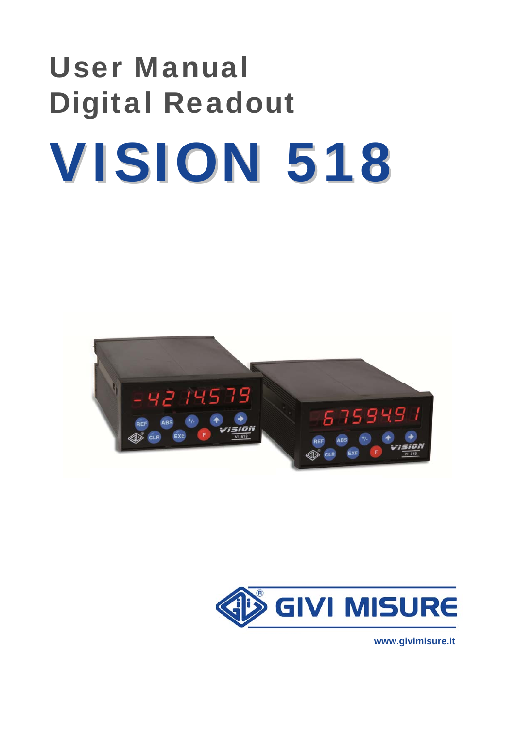# User Manual
# Digital Readout

# VISION 518

GIVI MISURE

www.givimisure.it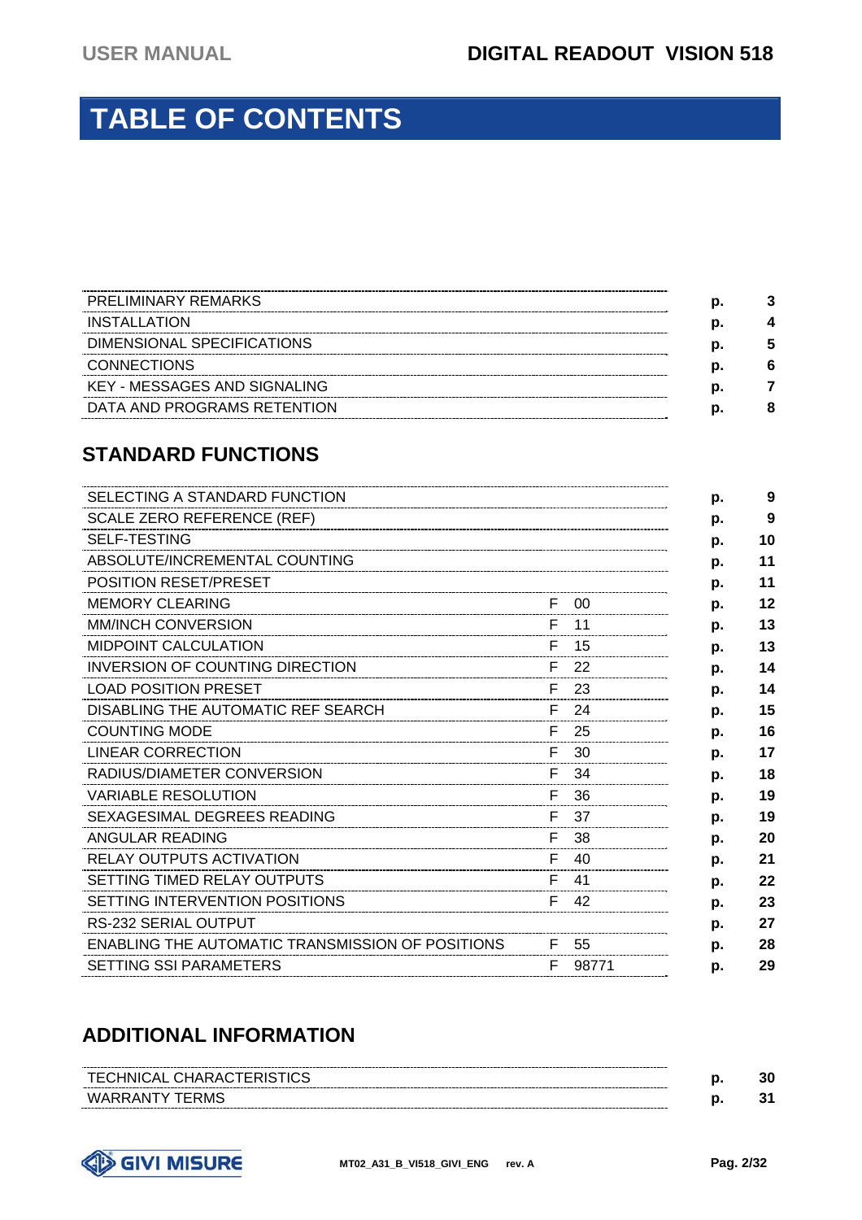# TABLE OF CONTENTS

| | | |
|---|---|---|
| PRELIMINARY REMARKS | p. | 3 |
| INSTALLATION | p. | 4 |
| DIMENSIONAL SPECIFICATIONS | p. | 5 |
| CONNECTIONS | p. | 6 |
| KEY - MESSAGES AND SIGNALING | p. | 7 |
| DATA AND PROGRAMS RETENTION | p. | 8 |

## STANDARD FUNCTIONS

| | | | |
|---|---|---|---|
| SELECTING A STANDARD FUNCTION | | p. | 9 |
| SCALE ZERO REFERENCE (REF) | | p. | 9 |
| SELF-TESTING | | p. | 10 |
| ABSOLUTE/INCREMENTAL COUNTING | | p. | 11 |
| POSITION RESET/PRESET | | p. | 11 |
| MEMORY CLEARING | F 00 | p. | 12 |
| MM/INCH CONVERSION | F 11 | p. | 13 |
| MIDPOINT CALCULATION | F 15 | p. | 13 |
| INVERSION OF COUNTING DIRECTION | F 22 | p. | 14 |
| LOAD POSITION PRESET | F 23 | p. | 14 |
| DISABLING THE AUTOMATIC REF SEARCH | F 24 | p. | 15 |
| COUNTING MODE | F 25 | p. | 16 |
| LINEAR CORRECTION | F 30 | p. | 17 |
| RADIUS/DIAMETER CONVERSION | F 34 | p. | 18 |
| VARIABLE RESOLUTION | F 36 | p. | 19 |
| SEXAGESIMAL DEGREES READING | F 37 | p. | 19 |
| ANGULAR READING | F 38 | p. | 20 |
| RELAY OUTPUTS ACTIVATION | F 40 | p. | 21 |
| SETTING TIMED RELAY OUTPUTS | F 41 | p. | 22 |
| SETTING INTERVENTION POSITIONS | F 42 | p. | 23 |
| RS-232 SERIAL OUTPUT | | p. | 27 |
| ENABLING THE AUTOMATIC TRANSMISSION OF POSITIONS | F 55 | p. | 28 |
| SETTING SSI PARAMETERS | F 98771 | p. | 29 |

## ADDITIONAL INFORMATION

| | | |
|---|---|---|
| TECHNICAL CHARACTERISTICS | p. | 30 |
| WARRANTY TERMS | p. | 31 |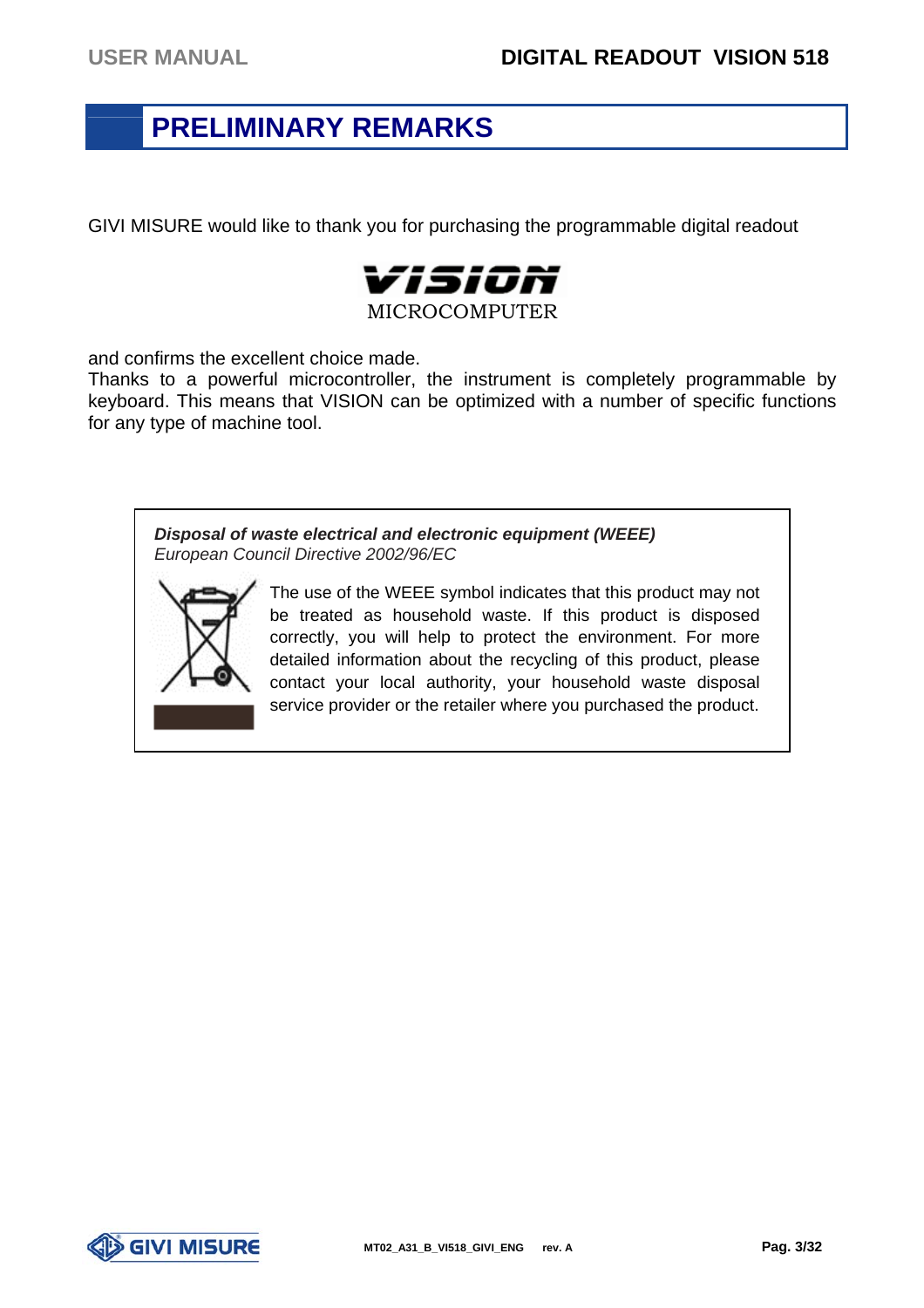# PRELIMINARY REMARKS

GIVI MISURE would like to thank you for purchasing the programmable digital readout

**VISION**
MICROCOMPUTER

and confirms the excellent choice made.
Thanks to a powerful microcontroller, the instrument is completely programmable by keyboard. This means that VISION can be optimized with a number of specific functions for any type of machine tool.

***Disposal of waste electrical and electronic equipment (WEEE)***
*European Council Directive 2002/96/EC*

The use of the WEEE symbol indicates that this product may not be treated as household waste. If this product is disposed correctly, you will help to protect the environment. For more detailed information about the recycling of this product, please contact your local authority, your household waste disposal service provider or the retailer where you purchased the product.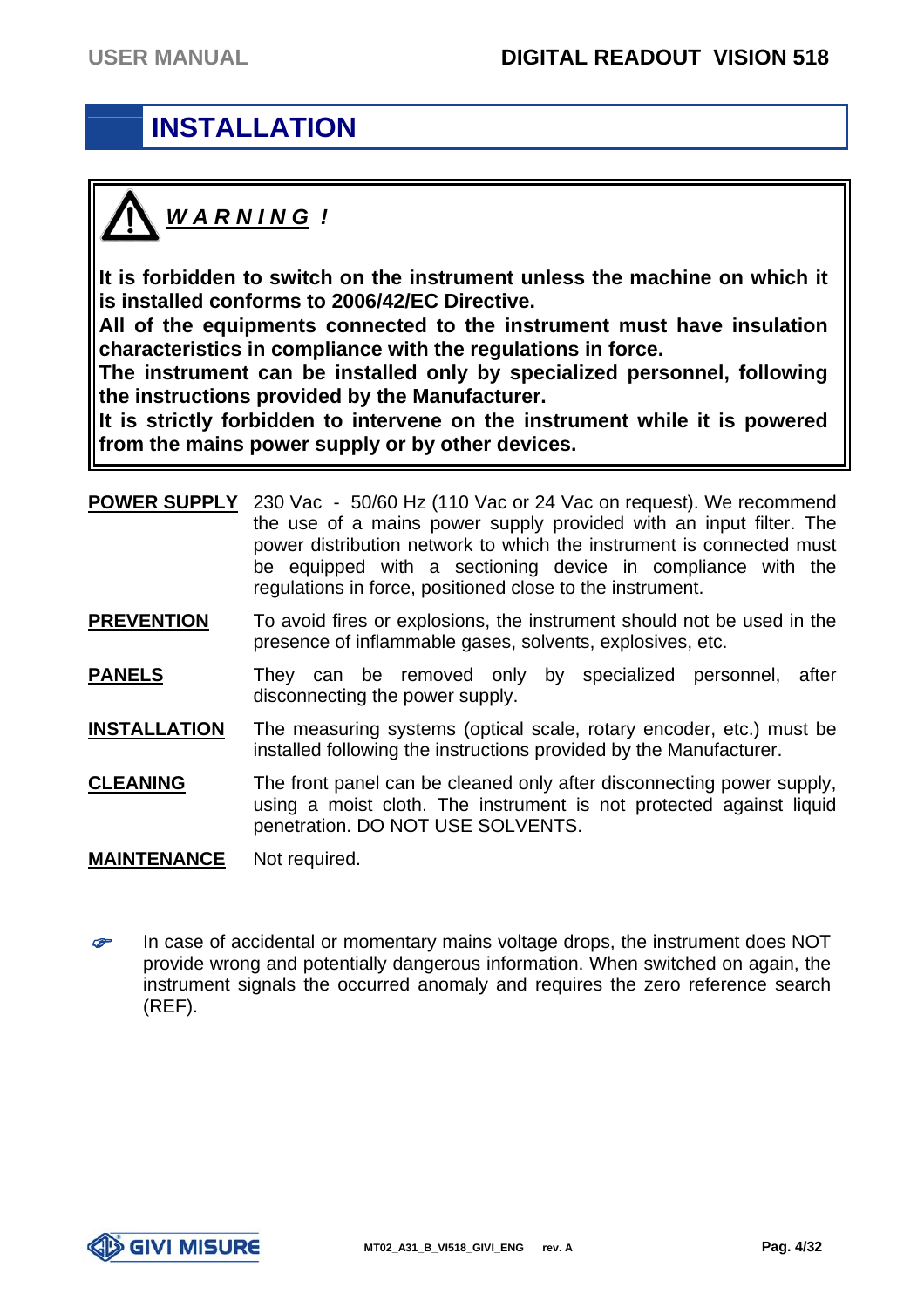# INSTALLATION

⚠ ***W A R N I N G !***

**It is forbidden to switch on the instrument unless the machine on which it is installed conforms to 2006/42/EC Directive.**
**All of the equipments connected to the instrument must have insulation characteristics in compliance with the regulations in force.**
**The instrument can be installed only by specialized personnel, following the instructions provided by the Manufacturer.**
**It is strictly forbidden to intervene on the instrument while it is powered from the mains power supply or by other devices.**

**POWER SUPPLY** 230 Vac - 50/60 Hz (110 Vac or 24 Vac on request). We recommend the use of a mains power supply provided with an input filter. The power distribution network to which the instrument is connected must be equipped with a sectioning device in compliance with the regulations in force, positioned close to the instrument.

**PREVENTION** To avoid fires or explosions, the instrument should not be used in the presence of inflammable gases, solvents, explosives, etc.

**PANELS** They can be removed only by specialized personnel, after disconnecting the power supply.

**INSTALLATION** The measuring systems (optical scale, rotary encoder, etc.) must be installed following the instructions provided by the Manufacturer.

**CLEANING** The front panel can be cleaned only after disconnecting power supply, using a moist cloth. The instrument is not protected against liquid penetration. DO NOT USE SOLVENTS.

**MAINTENANCE** Not required.

☞ In case of accidental or momentary mains voltage drops, the instrument does NOT provide wrong and potentially dangerous information. When switched on again, the instrument signals the occurred anomaly and requires the zero reference search (REF).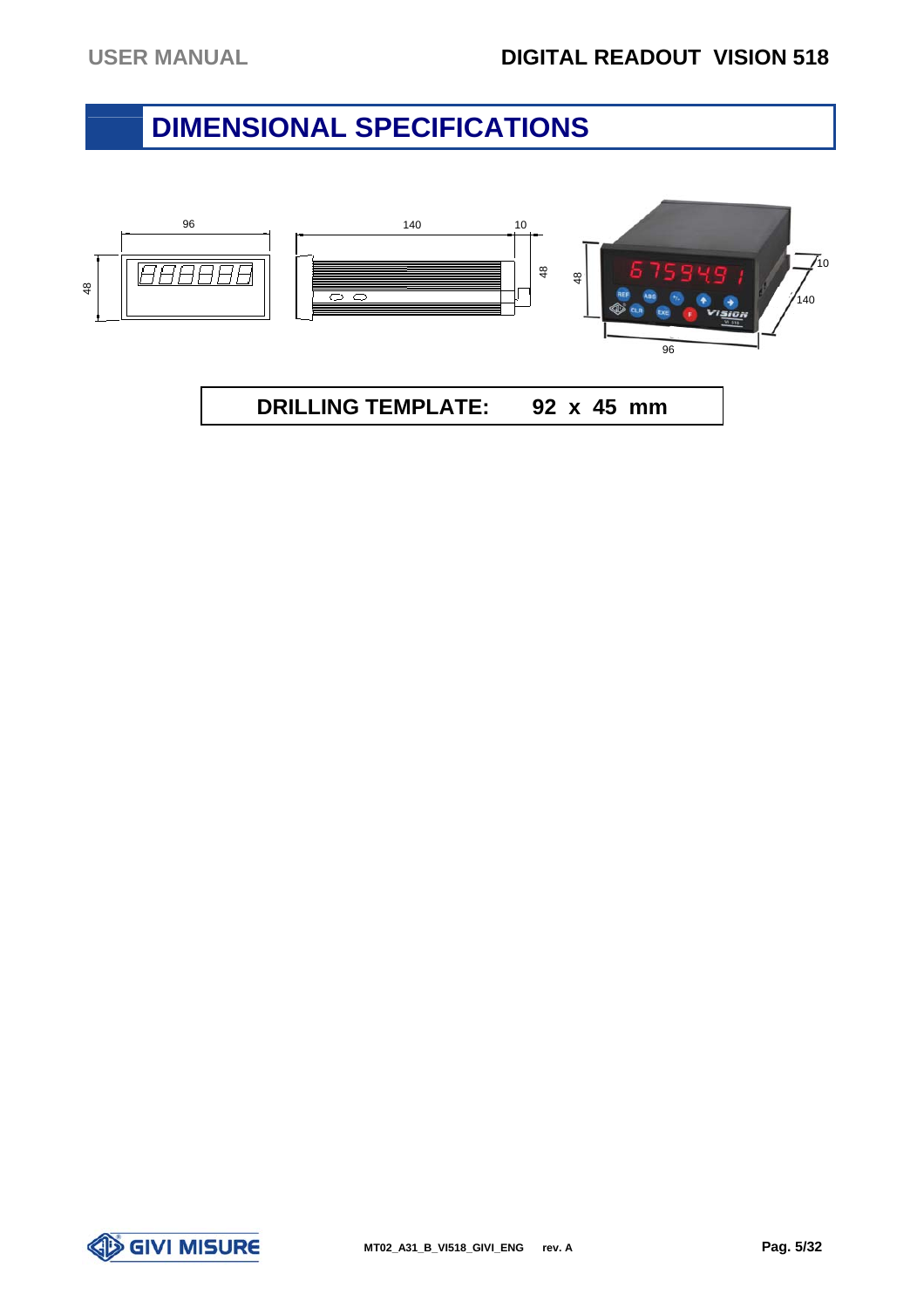# DIMENSIONAL SPECIFICATIONS

**DRILLING TEMPLATE: 92 x 45 mm**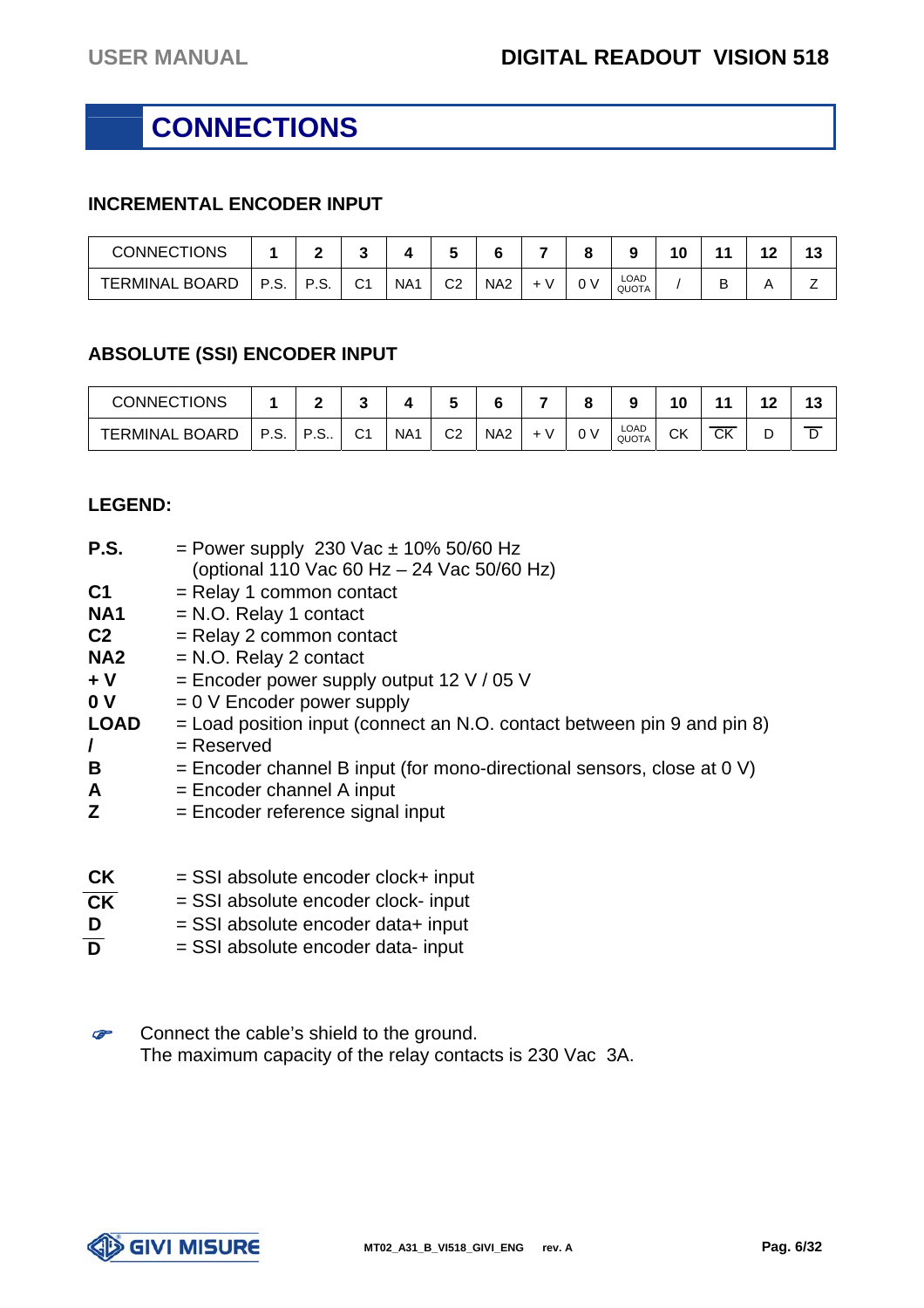# CONNECTIONS

## INCREMENTAL ENCODER INPUT

| CONNECTIONS | 1 | 2 | 3 | 4 | 5 | 6 | 7 | 8 | 9 | 10 | 11 | 12 | 13 |
|---|---|---|---|---|---|---|---|---|---|---|---|---|---|
| TERMINAL BOARD | P.S. | P.S. | C1 | NA1 | C2 | NA2 | + V | 0 V | LOAD QUOTA | / | B | A | Z |

## ABSOLUTE (SSI) ENCODER INPUT

| CONNECTIONS | 1 | 2 | 3 | 4 | 5 | 6 | 7 | 8 | 9 | 10 | 11 | 12 | 13 |
|---|---|---|---|---|---|---|---|---|---|---|---|---|---|
| TERMINAL BOARD | P.S. | P.S.. | C1 | NA1 | C2 | NA2 | + V | 0 V | LOAD QUOTA | CK | $\overline{\text{CK}}$ | D | $\overline{\text{D}}$ |

**LEGEND:**

**P.S.** = Power supply 230 Vac ± 10% 50/60 Hz
(optional 110 Vac 60 Hz – 24 Vac 50/60 Hz)
**C1** = Relay 1 common contact
**NA1** = N.O. Relay 1 contact
**C2** = Relay 2 common contact
**NA2** = N.O. Relay 2 contact
**+ V** = Encoder power supply output 12 V / 05 V
**0 V** = 0 V Encoder power supply
**LOAD** = Load position input (connect an N.O. contact between pin 9 and pin 8)
**/** = Reserved
**B** = Encoder channel B input (for mono-directional sensors, close at 0 V)
**A** = Encoder channel A input
**Z** = Encoder reference signal input

**CK** = SSI absolute encoder clock+ input
$\overline{\textbf{CK}}$ = SSI absolute encoder clock- input
**D** = SSI absolute encoder data+ input
$\overline{\textbf{D}}$ = SSI absolute encoder data- input

Connect the cable's shield to the ground.
The maximum capacity of the relay contacts is 230 Vac 3A.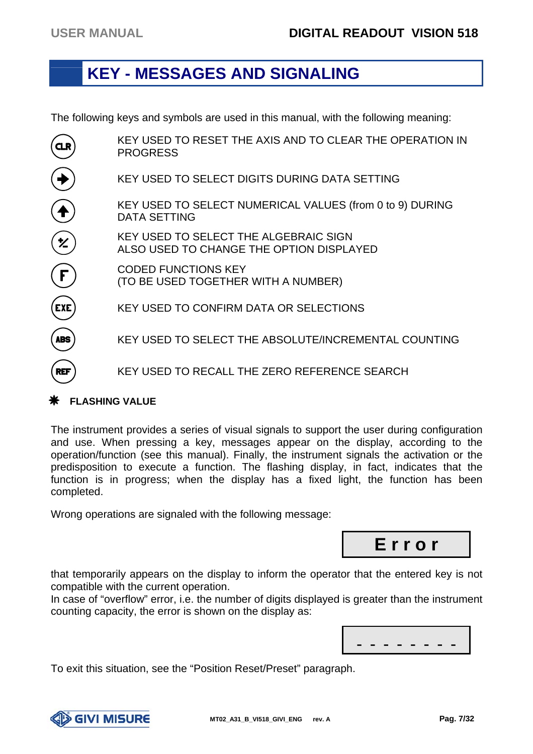# KEY - MESSAGES AND SIGNALING

The following keys and symbols are used in this manual, with the following meaning:

| Key | Meaning |
|---|---|
| CLR | KEY USED TO RESET THE AXIS AND TO CLEAR THE OPERATION IN PROGRESS |
| → | KEY USED TO SELECT DIGITS DURING DATA SETTING |
| ↑ | KEY USED TO SELECT NUMERICAL VALUES (from 0 to 9) DURING DATA SETTING |
| +/- | KEY USED TO SELECT THE ALGEBRAIC SIGN<br>ALSO USED TO CHANGE THE OPTION DISPLAYED |
| F | CODED FUNCTIONS KEY<br>(TO BE USED TOGETHER WITH A NUMBER) |
| EXE | KEY USED TO CONFIRM DATA OR SELECTIONS |
| ABS | KEY USED TO SELECT THE ABSOLUTE/INCREMENTAL COUNTING |
| REF | KEY USED TO RECALL THE ZERO REFERENCE SEARCH |
| ✷ | **FLASHING VALUE** |

The instrument provides a series of visual signals to support the user during configuration and use. When pressing a key, messages appear on the display, according to the operation/function (see this manual). Finally, the instrument signals the activation or the predisposition to execute a function. The flashing display, in fact, indicates that the function is in progress; when the display has a fixed light, the function has been completed.

Wrong operations are signaled with the following message:

```
Error
```

that temporarily appears on the display to inform the operator that the entered key is not compatible with the current operation.

In case of "overflow" error, i.e. the number of digits displayed is greater than the instrument counting capacity, the error is shown on the display as:

```
- - - - - - - -
```

To exit this situation, see the "Position Reset/Preset" paragraph.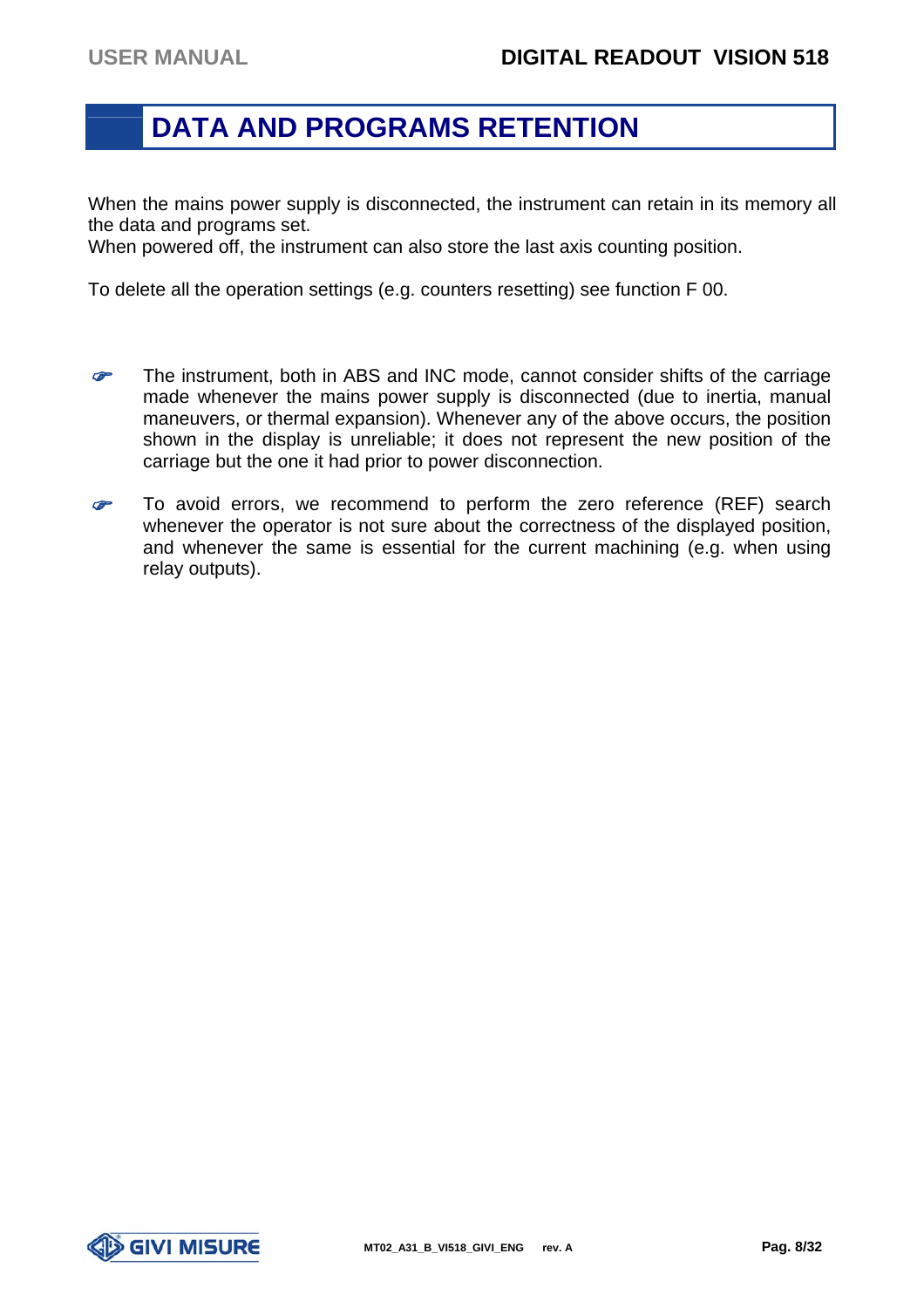# DATA AND PROGRAMS RETENTION

When the mains power supply is disconnected, the instrument can retain in its memory all the data and programs set.
When powered off, the instrument can also store the last axis counting position.

To delete all the operation settings (e.g. counters resetting) see function F 00.

- The instrument, both in ABS and INC mode, cannot consider shifts of the carriage made whenever the mains power supply is disconnected (due to inertia, manual maneuvers, or thermal expansion). Whenever any of the above occurs, the position shown in the display is unreliable; it does not represent the new position of the carriage but the one it had prior to power disconnection.

- To avoid errors, we recommend to perform the zero reference (REF) search whenever the operator is not sure about the correctness of the displayed position, and whenever the same is essential for the current machining (e.g. when using relay outputs).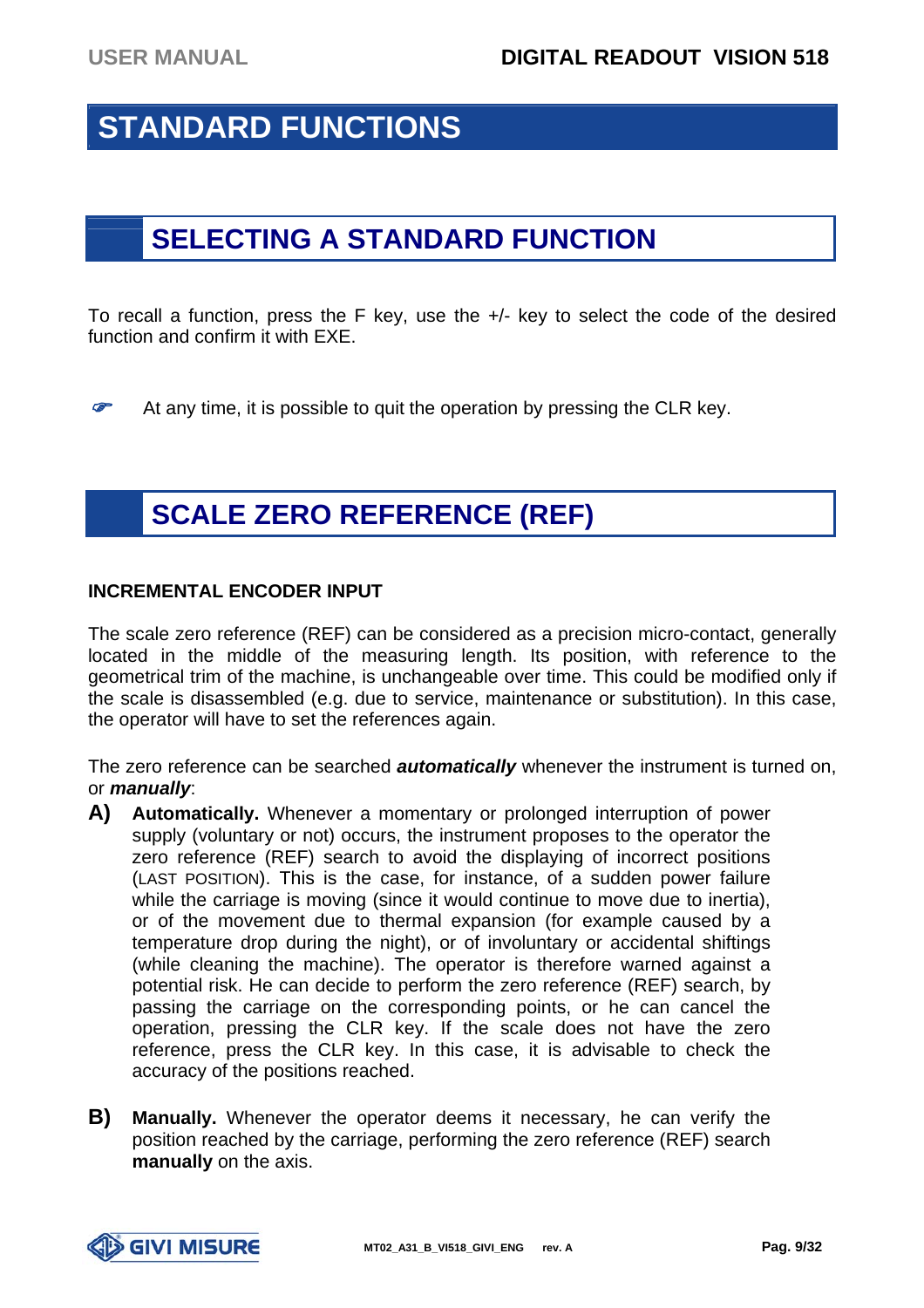# STANDARD FUNCTIONS

## SELECTING A STANDARD FUNCTION

To recall a function, press the F key, use the +/- key to select the code of the desired function and confirm it with EXE.

☞ At any time, it is possible to quit the operation by pressing the CLR key.

## SCALE ZERO REFERENCE (REF)

**INCREMENTAL ENCODER INPUT**

The scale zero reference (REF) can be considered as a precision micro-contact, generally located in the middle of the measuring length. Its position, with reference to the geometrical trim of the machine, is unchangeable over time. This could be modified only if the scale is disassembled (e.g. due to service, maintenance or substitution). In this case, the operator will have to set the references again.

The zero reference can be searched ***automatically*** whenever the instrument is turned on, or ***manually***:

**A)** **Automatically.** Whenever a momentary or prolonged interruption of power supply (voluntary or not) occurs, the instrument proposes to the operator the zero reference (REF) search to avoid the displaying of incorrect positions (LAST POSITION). This is the case, for instance, of a sudden power failure while the carriage is moving (since it would continue to move due to inertia), or of the movement due to thermal expansion (for example caused by a temperature drop during the night), or of involuntary or accidental shiftings (while cleaning the machine). The operator is therefore warned against a potential risk. He can decide to perform the zero reference (REF) search, by passing the carriage on the corresponding points, or he can cancel the operation, pressing the CLR key. If the scale does not have the zero reference, press the CLR key. In this case, it is advisable to check the accuracy of the positions reached.

**B)** **Manually.** Whenever the operator deems it necessary, he can verify the position reached by the carriage, performing the zero reference (REF) search **manually** on the axis.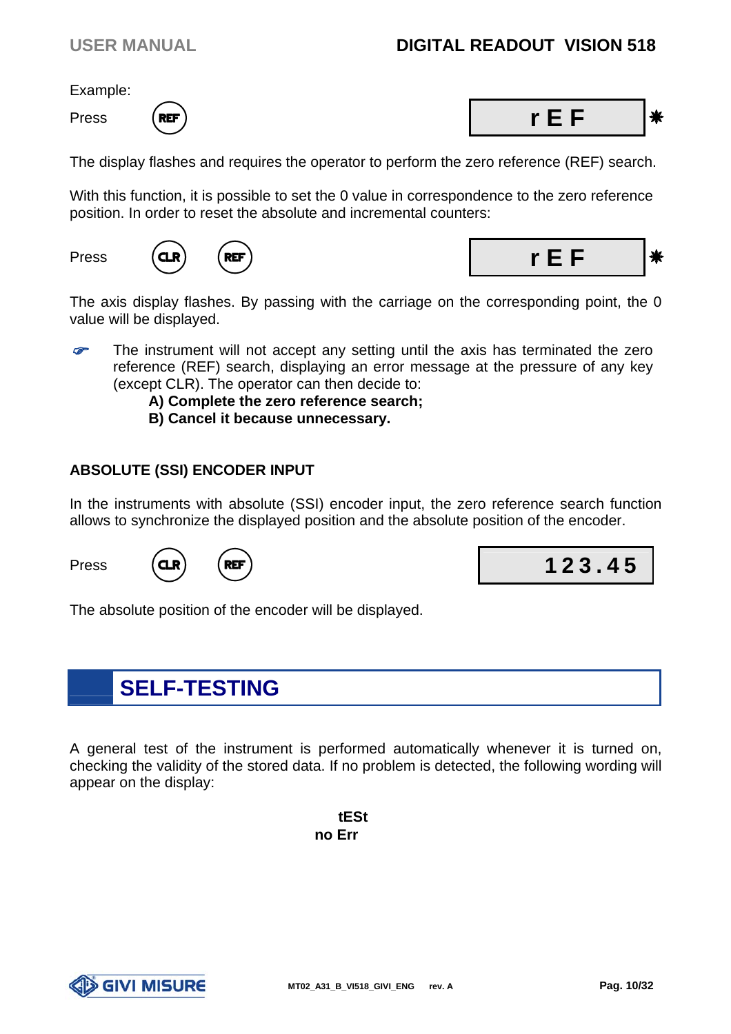Example:

Press REF — **r E F** ✷

The display flashes and requires the operator to perform the zero reference (REF) search.

With this function, it is possible to set the 0 value in correspondence to the zero reference position. In order to reset the absolute and incremental counters:

Press CLR REF — **r E F** ✷

The axis display flashes. By passing with the carriage on the corresponding point, the 0 value will be displayed.

☞ The instrument will not accept any setting until the axis has terminated the zero reference (REF) search, displaying an error message at the pressure of any key (except CLR). The operator can then decide to:

**A) Complete the zero reference search;**
**B) Cancel it because unnecessary.**

### ABSOLUTE (SSI) ENCODER INPUT

In the instruments with absolute (SSI) encoder input, the zero reference search function allows to synchronize the displayed position and the absolute position of the encoder.

Press CLR REF — **123.45**

The absolute position of the encoder will be displayed.

## SELF-TESTING

A general test of the instrument is performed automatically whenever it is turned on, checking the validity of the stored data. If no problem is detected, the following wording will appear on the display:

**tESt**
**no Err**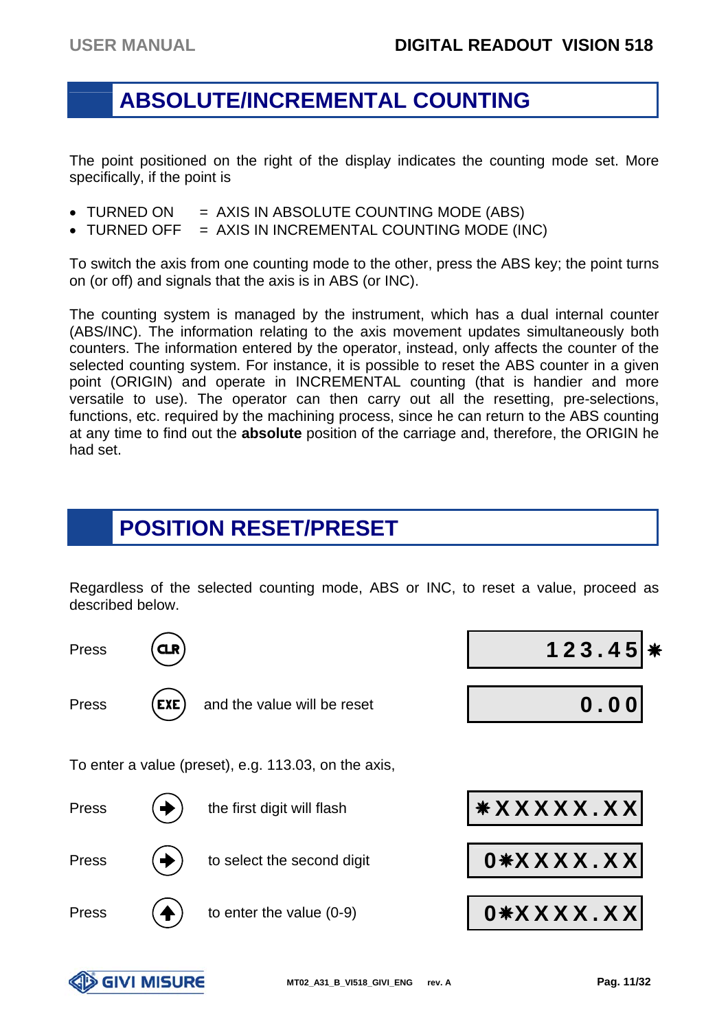# ABSOLUTE/INCREMENTAL COUNTING

The point positioned on the right of the display indicates the counting mode set. More specifically, if the point is

- TURNED ON = AXIS IN ABSOLUTE COUNTING MODE (ABS)
- TURNED OFF = AXIS IN INCREMENTAL COUNTING MODE (INC)

To switch the axis from one counting mode to the other, press the ABS key; the point turns on (or off) and signals that the axis is in ABS (or INC).

The counting system is managed by the instrument, which has a dual internal counter (ABS/INC). The information relating to the axis movement updates simultaneously both counters. The information entered by the operator, instead, only affects the counter of the selected counting system. For instance, it is possible to reset the ABS counter in a given point (ORIGIN) and operate in INCREMENTAL counting (that is handier and more versatile to use). The operator can then carry out all the resetting, pre-selections, functions, etc. required by the machining process, since he can return to the ABS counting at any time to find out the **absolute** position of the carriage and, therefore, the ORIGIN he had set.

# POSITION RESET/PRESET

Regardless of the selected counting mode, ABS or INC, to reset a value, proceed as described below.

| | | | Display |
|---|---|---|---|
| Press | CLR | | 123.45 ✷ |
| Press | EXE | and the value will be reset | 0.00 |

To enter a value (preset), e.g. 113.03, on the axis,

| | | | Display |
|---|---|---|---|
| Press | → | the first digit will flash | ✷XXXXX.XX |
| Press | → | to select the second digit | 0✷XXXX.XX |
| Press | ↑ | to enter the value (0-9) | 0✷XXXX.XX |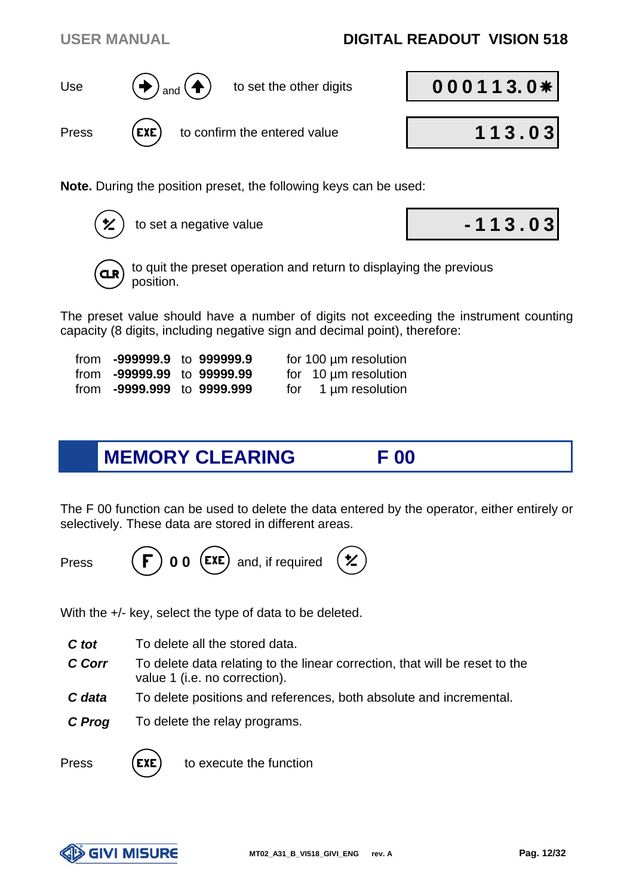Use → and ↑ to set the other digits — display: 000113.0✱

Press EXE to confirm the entered value — display: 113.03

**Note.** During the position preset, the following keys can be used:

± to set a negative value — display: -113.03

CLR to quit the preset operation and return to displaying the previous position.

The preset value should have a number of digits not exceeding the instrument counting capacity (8 digits, including negative sign and decimal point), therefore:

| | | | | |
|---|---|---|---|---|
| from | **-999999.9** | to | **999999.9** | for 100 µm resolution |
| from | **-99999.99** | to | **99999.99** | for 10 µm resolution |
| from | **-9999.999** | to | **9999.999** | for 1 µm resolution |

## MEMORY CLEARING F 00

The F 00 function can be used to delete the data entered by the operator, either entirely or selectively. These data are stored in different areas.

Press F 0 0 EXE and, if required ±

With the +/- key, select the type of data to be deleted.

- ***C tot*** To delete all the stored data.
- ***C Corr*** To delete data relating to the linear correction, that will be reset to the value 1 (i.e. no correction).
- ***C data*** To delete positions and references, both absolute and incremental.
- ***C Prog*** To delete the relay programs.

Press EXE to execute the function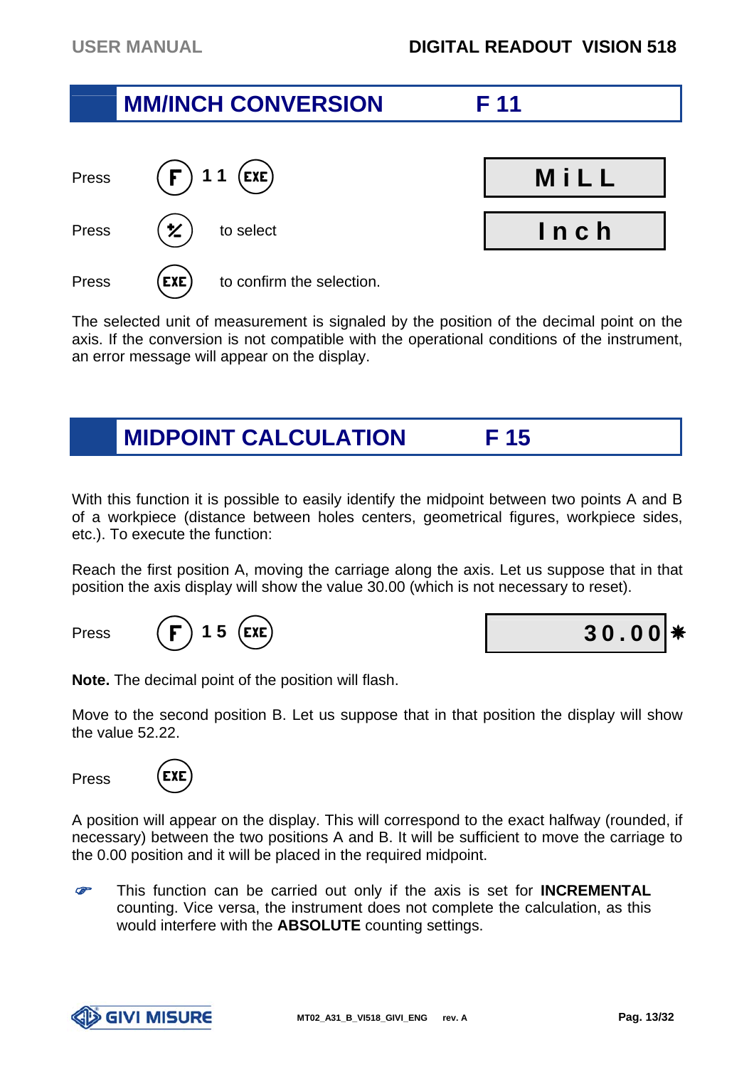## MM/INCH CONVERSION F 11

Press F 11 EXE — MiLL

Press ± to select — Inch

Press EXE to confirm the selection.

The selected unit of measurement is signaled by the position of the decimal point on the axis. If the conversion is not compatible with the operational conditions of the instrument, an error message will appear on the display.

## MIDPOINT CALCULATION F 15

With this function it is possible to easily identify the midpoint between two points A and B of a workpiece (distance between holes centers, geometrical figures, workpiece sides, etc.). To execute the function:

Reach the first position A, moving the carriage along the axis. Let us suppose that in that position the axis display will show the value 30.00 (which is not necessary to reset).

Press F 15 EXE — 30.00 ✱

**Note.** The decimal point of the position will flash.

Move to the second position B. Let us suppose that in that position the display will show the value 52.22.

Press EXE

A position will appear on the display. This will correspond to the exact halfway (rounded, if necessary) between the two positions A and B. It will be sufficient to move the carriage to the 0.00 position and it will be placed in the required midpoint.

☞ This function can be carried out only if the axis is set for **INCREMENTAL** counting. Vice versa, the instrument does not complete the calculation, as this would interfere with the **ABSOLUTE** counting settings.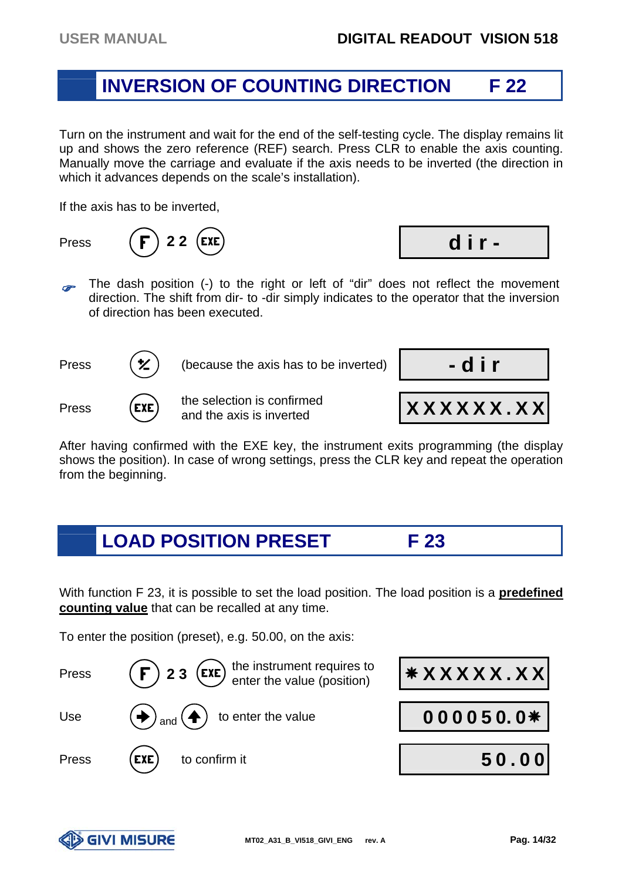## INVERSION OF COUNTING DIRECTION F 22

Turn on the instrument and wait for the end of the self-testing cycle. The display remains lit up and shows the zero reference (REF) search. Press CLR to enable the axis counting. Manually move the carriage and evaluate if the axis needs to be inverted (the direction in which it advances depends on the scale's installation).

If the axis has to be inverted,

| | | | Display |
|---|---|---|---|
| Press | F 2 2 EXE | | d i r - |

☞ The dash position (-) to the right or left of "dir" does not reflect the movement direction. The shift from dir- to -dir simply indicates to the operator that the inversion of direction has been executed.

| | | | Display |
|---|---|---|---|
| Press | ± | (because the axis has to be inverted) | - d i r |
| Press | EXE | the selection is confirmed and the axis is inverted | X X X X X X . X X |

After having confirmed with the EXE key, the instrument exits programming (the display shows the position). In case of wrong settings, press the CLR key and repeat the operation from the beginning.

## LOAD POSITION PRESET F 23

With function F 23, it is possible to set the load position. The load position is a **predefined counting value** that can be recalled at any time.

To enter the position (preset), e.g. 50.00, on the axis:

| | | | Display |
|---|---|---|---|
| Press | F 2 3 EXE | the instrument requires to enter the value (position) | * X X X X X . X X |
| Use | → and ↑ | to enter the value | 0 0 0 0 5 0 . 0 * |
| Press | EXE | to confirm it | 5 0 . 0 0 |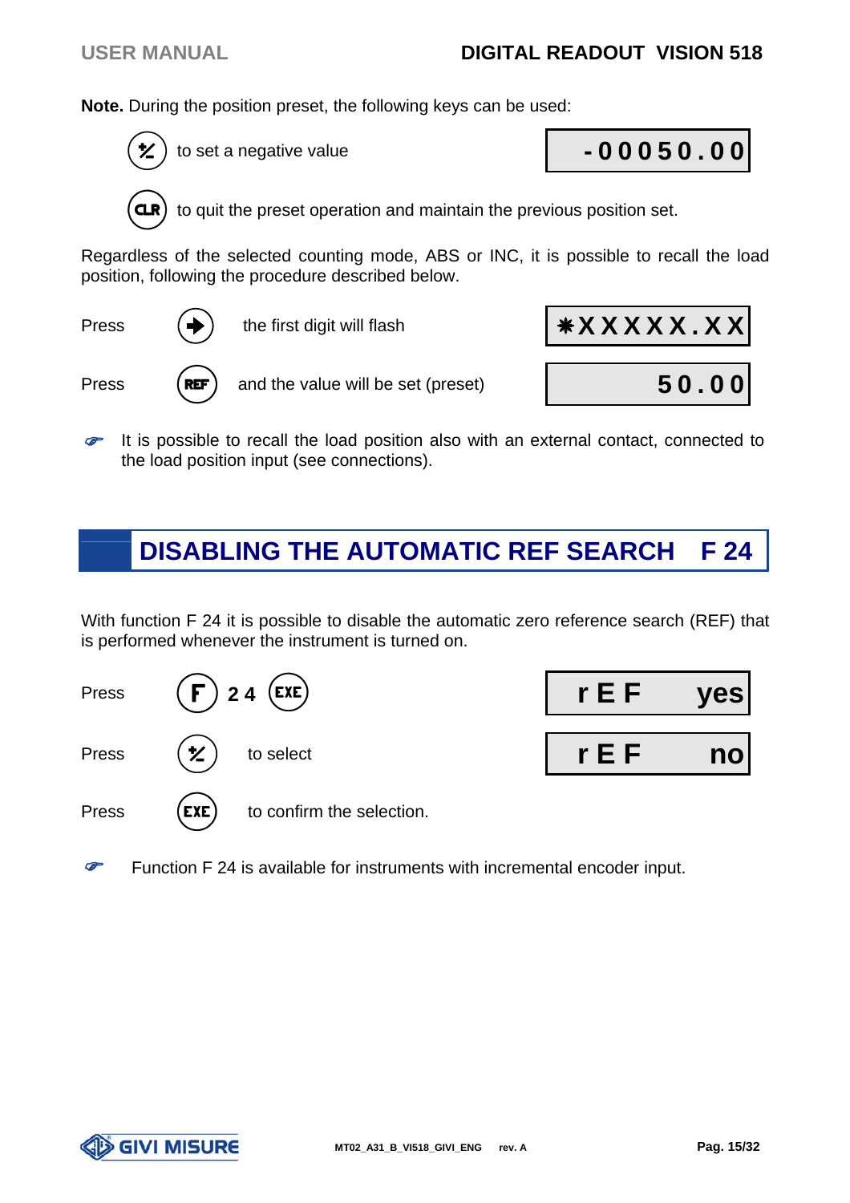**Note.** During the position preset, the following keys can be used:

| Key | Action | Display |
|---|---|---|
| (±) | to set a negative value | -00050.00 |
| (CLR) | to quit the preset operation and maintain the previous position set. | |

Regardless of the selected counting mode, ABS or INC, it is possible to recall the load position, following the procedure described below.

| | Key | Action | Display |
|---|---|---|---|
| Press | (→) | the first digit will flash | ✱XXXXX.XX |
| Press | (REF) | and the value will be set (preset) | 50.00 |

☞ It is possible to recall the load position also with an external contact, connected to the load position input (see connections).

## DISABLING THE AUTOMATIC REF SEARCH F 24

With function F 24 it is possible to disable the automatic zero reference search (REF) that is performed whenever the instrument is turned on.

| | Key | Action | Display |
|---|---|---|---|
| Press | (F) 2 4 (EXE) | | rEF yes |
| Press | (±) | to select | rEF no |
| Press | (EXE) | to confirm the selection. | |

☞ Function F 24 is available for instruments with incremental encoder input.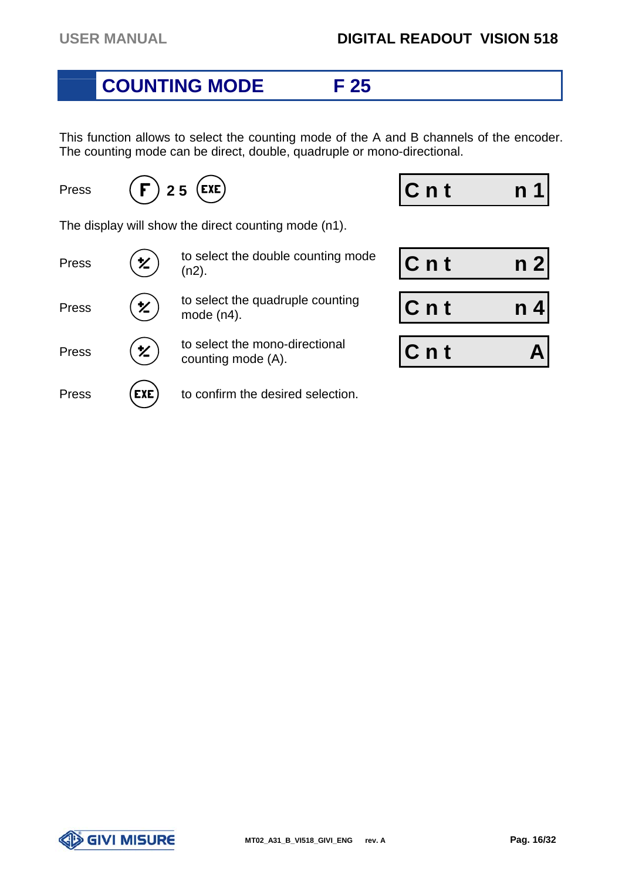## COUNTING MODE F 25

This function allows to select the counting mode of the A and B channels of the encoder. The counting mode can be direct, double, quadruple or mono-directional.

| | | | Display |
|---|---|---|---|
| Press | (F) 2 5 (EXE) | | Cnt n1 |

The display will show the direct counting mode (n1).

| | | | Display |
|---|---|---|---|
| Press | (±) | to select the double counting mode (n2). | Cnt n2 |
| Press | (±) | to select the quadruple counting mode (n4). | Cnt n4 |
| Press | (±) | to select the mono-directional counting mode (A). | Cnt A |
| Press | (EXE) | to confirm the desired selection. | |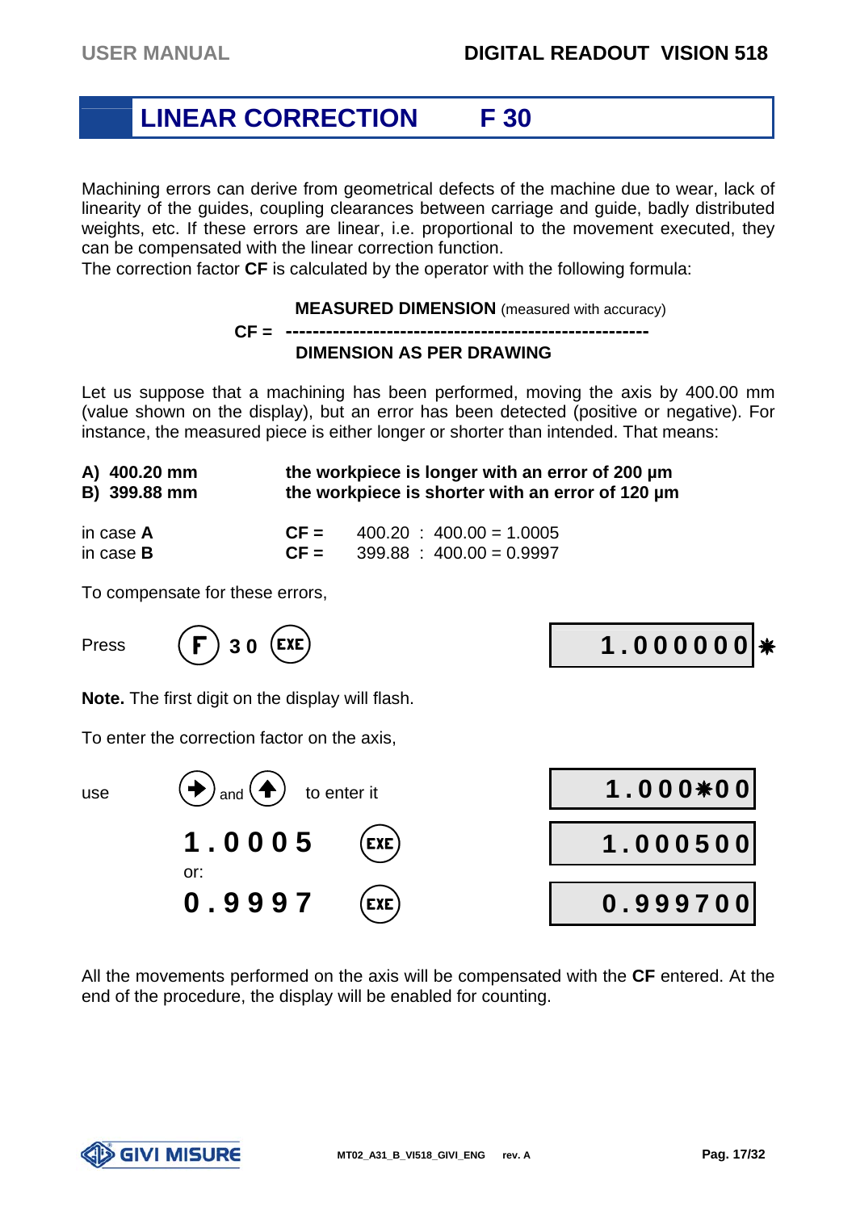# LINEAR CORRECTION F 30

Machining errors can derive from geometrical defects of the machine due to wear, lack of linearity of the guides, coupling clearances between carriage and guide, badly distributed weights, etc. If these errors are linear, i.e. proportional to the movement executed, they can be compensated with the linear correction function.
The correction factor **CF** is calculated by the operator with the following formula:

$$CF = \frac{\textbf{MEASURED DIMENSION} \text{ (measured with accuracy)}}{\textbf{DIMENSION AS PER DRAWING}}$$

Let us suppose that a machining has been performed, moving the axis by 400.00 mm (value shown on the display), but an error has been detected (positive or negative). For instance, the measured piece is either longer or shorter than intended. That means:

| | |
|---|---|
| **A) 400.20 mm** | **the workpiece is longer with an error of 200 µm** |
| **B) 399.88 mm** | **the workpiece is shorter with an error of 120 µm** |

| | | |
|---|---|---|
| in case **A** | **CF =** | 400.20 : 400.00 = 1.0005 |
| in case **B** | **CF =** | 399.88 : 400.00 = 0.9997 |

To compensate for these errors,

Press F 30 EXE — Display: 1.000000 ✱

**Note.** The first digit on the display will flash.

To enter the correction factor on the axis,

use → and ↑ to enter it — Display: 1.000✱00

**1.0005** EXE — Display: 1.000500

or:

**0.9997** EXE — Display: 0.999700

All the movements performed on the axis will be compensated with the **CF** entered. At the end of the procedure, the display will be enabled for counting.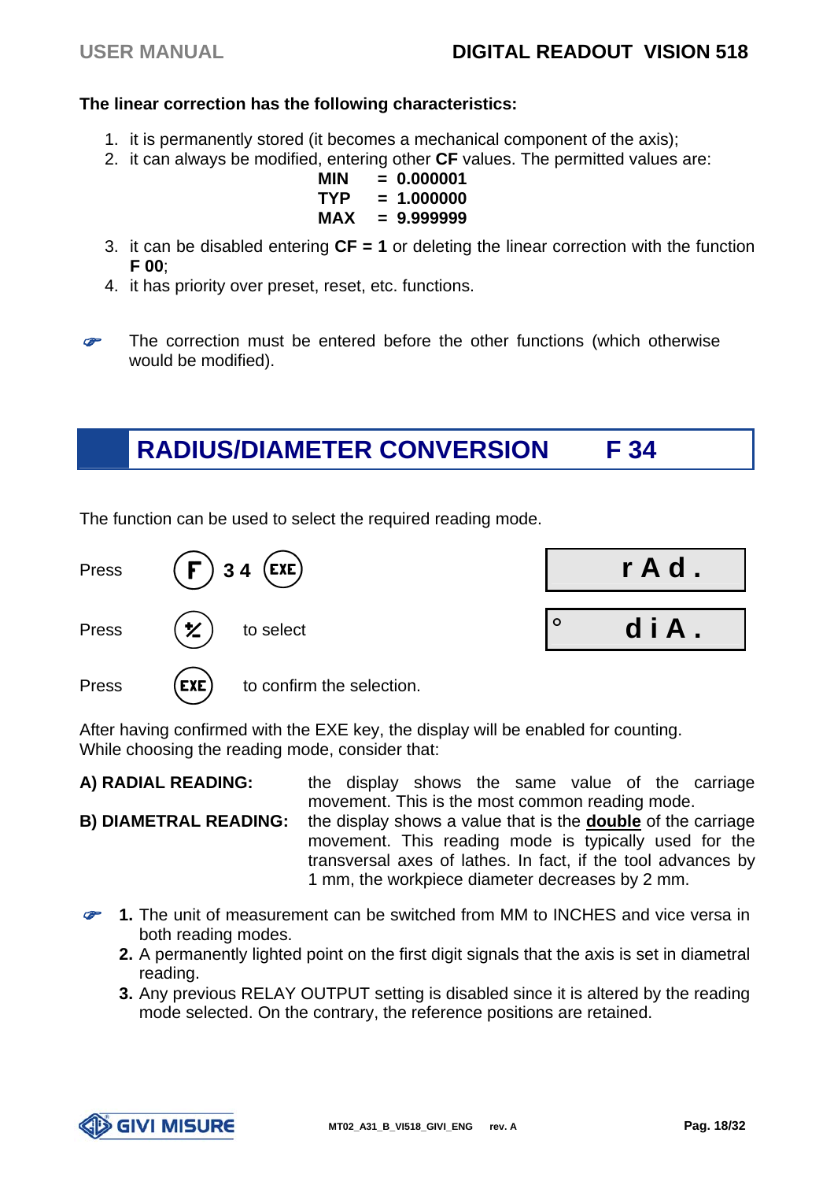**The linear correction has the following characteristics:**

1. it is permanently stored (it becomes a mechanical component of the axis);
2. it can always be modified, entering other **CF** values. The permitted values are:

   **MIN = 0.000001**
   **TYP = 1.000000**
   **MAX = 9.999999**

3. it can be disabled entering **CF = 1** or deleting the linear correction with the function **F 00**;
4. it has priority over preset, reset, etc. functions.

☞ The correction must be entered before the other functions (which otherwise would be modified).

## RADIUS/DIAMETER CONVERSION F 34

The function can be used to select the required reading mode.

| | | Display |
|---|---|---|
| Press | F 3 4 EXE | rAd. |
| Press | ± to select | ° diA. |
| Press | EXE to confirm the selection. | |

After having confirmed with the EXE key, the display will be enabled for counting.
While choosing the reading mode, consider that:

**A) RADIAL READING:** the display shows the same value of the carriage movement. This is the most common reading mode.

**B) DIAMETRAL READING:** the display shows a value that is the **double** of the carriage movement. This reading mode is typically used for the transversal axes of lathes. In fact, if the tool advances by 1 mm, the workpiece diameter decreases by 2 mm.

☞
**1.** The unit of measurement can be switched from MM to INCHES and vice versa in both reading modes.
**2.** A permanently lighted point on the first digit signals that the axis is set in diametral reading.
**3.** Any previous RELAY OUTPUT setting is disabled since it is altered by the reading mode selected. On the contrary, the reference positions are retained.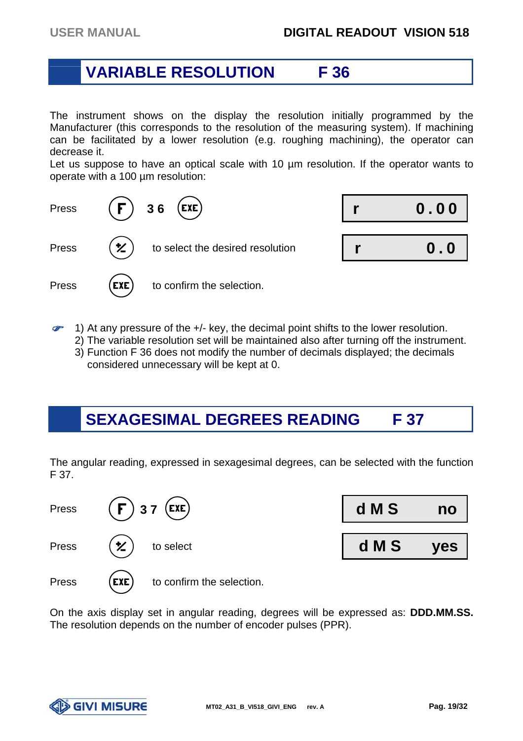## VARIABLE RESOLUTION F 36

The instrument shows on the display the resolution initially programmed by the Manufacturer (this corresponds to the resolution of the measuring system). If machining can be facilitated by a lower resolution (e.g. roughing machining), the operator can decrease it.
Let us suppose to have an optical scale with 10 µm resolution. If the operator wants to operate with a 100 µm resolution:

| | | Display |
|---|---|---|
| Press | F 3 6 EXE | r 0.00 |
| Press | +/- to select the desired resolution | r 0.0 |
| Press | EXE to confirm the selection. | |

1) At any pressure of the +/- key, the decimal point shifts to the lower resolution.
2) The variable resolution set will be maintained also after turning off the instrument.
3) Function F 36 does not modify the number of decimals displayed; the decimals considered unnecessary will be kept at 0.

## SEXAGESIMAL DEGREES READING F 37

The angular reading, expressed in sexagesimal degrees, can be selected with the function F 37.

| | | Display |
|---|---|---|
| Press | F 3 7 EXE | d M S no |
| Press | +/- to select | d M S yes |
| Press | EXE to confirm the selection. | |

On the axis display set in angular reading, degrees will be expressed as: **DDD.MM.SS.** The resolution depends on the number of encoder pulses (PPR).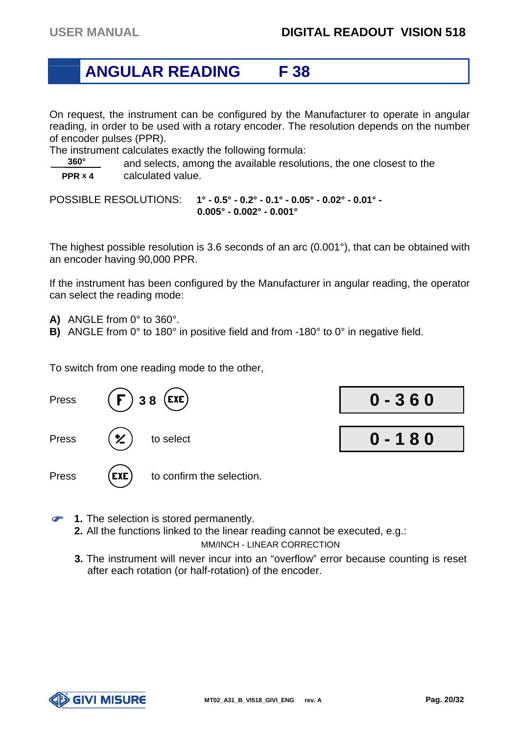# ANGULAR READING F 38

On request, the instrument can be configured by the Manufacturer to operate in angular reading, in order to be used with a rotary encoder. The resolution depends on the number of encoder pulses (PPR).

The instrument calculates exactly the following formula:

$$\frac{360°}{PPR \times 4}$$

and selects, among the available resolutions, the one closest to the calculated value.

POSSIBLE RESOLUTIONS: **1° - 0.5° - 0.2° - 0.1° - 0.05° - 0.02° - 0.01° - 0.005° - 0.002° - 0.001°**

The highest possible resolution is 3.6 seconds of an arc (0.001°), that can be obtained with an encoder having 90,000 PPR.

If the instrument has been configured by the Manufacturer in angular reading, the operator can select the reading mode:

**A)** ANGLE from 0° to 360°.
**B)** ANGLE from 0° to 180° in positive field and from -180° to 0° in negative field.

To switch from one reading mode to the other,

Press (F) 3 8 (EXE) — display: **0 - 3 6 0**

Press (+/-) to select — display: **0 - 1 8 0**

Press (EXE) to confirm the selection.

1. The selection is stored permanently.
2. All the functions linked to the linear reading cannot be executed, e.g.:
   MM/INCH - LINEAR CORRECTION
3. The instrument will never incur into an “overflow” error because counting is reset after each rotation (or half-rotation) of the encoder.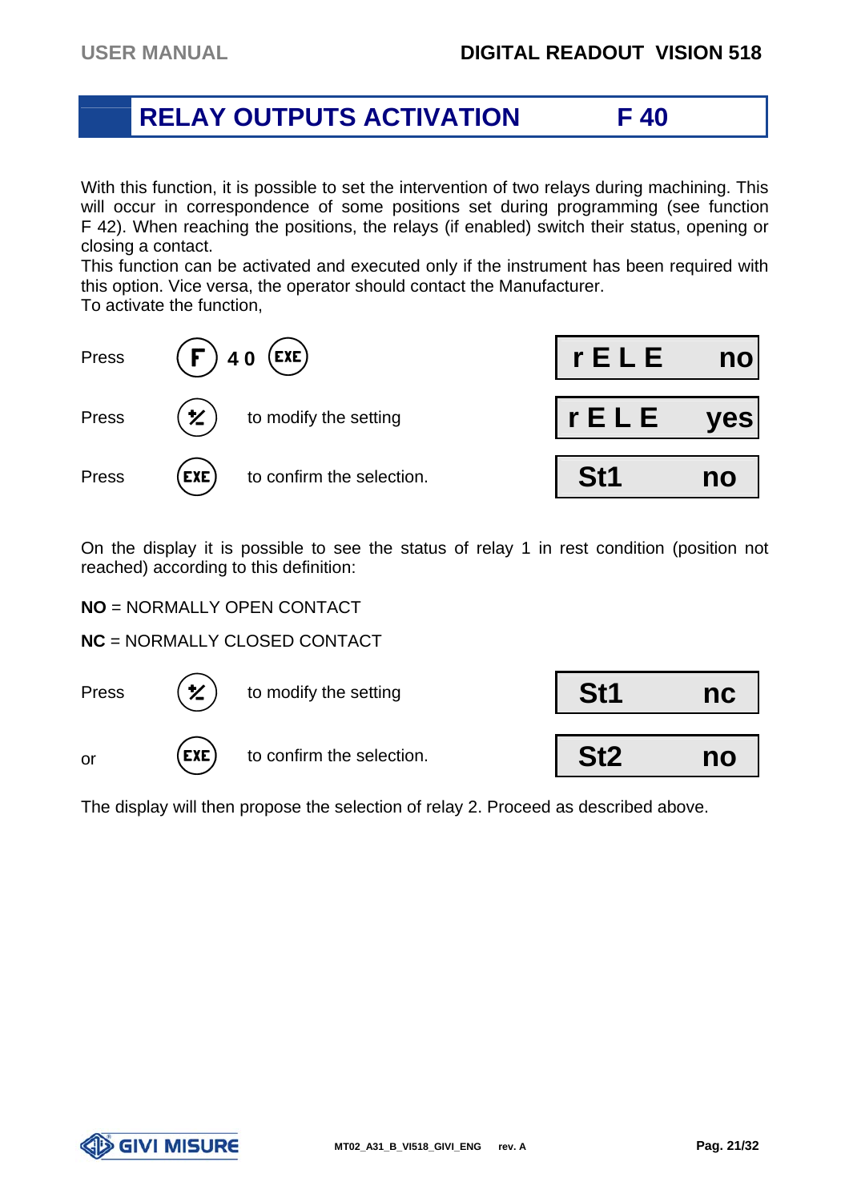# RELAY OUTPUTS ACTIVATION F 40

With this function, it is possible to set the intervention of two relays during machining. This will occur in correspondence of some positions set during programming (see function F 42). When reaching the positions, the relays (if enabled) switch their status, opening or closing a contact.
This function can be activated and executed only if the instrument has been required with this option. Vice versa, the operator should contact the Manufacturer.
To activate the function,

| | | | Display |
|---|---|---|---|
| Press | F 4 0 EXE | | r E L E no |
| Press | ± | to modify the setting | r E L E yes |
| Press | EXE | to confirm the selection. | St1 no |

On the display it is possible to see the status of relay 1 in rest condition (position not reached) according to this definition:

**NO** = NORMALLY OPEN CONTACT

**NC** = NORMALLY CLOSED CONTACT

| | | | Display |
|---|---|---|---|
| Press | ± | to modify the setting | St1 nc |
| or | EXE | to confirm the selection. | St2 no |

The display will then propose the selection of relay 2. Proceed as described above.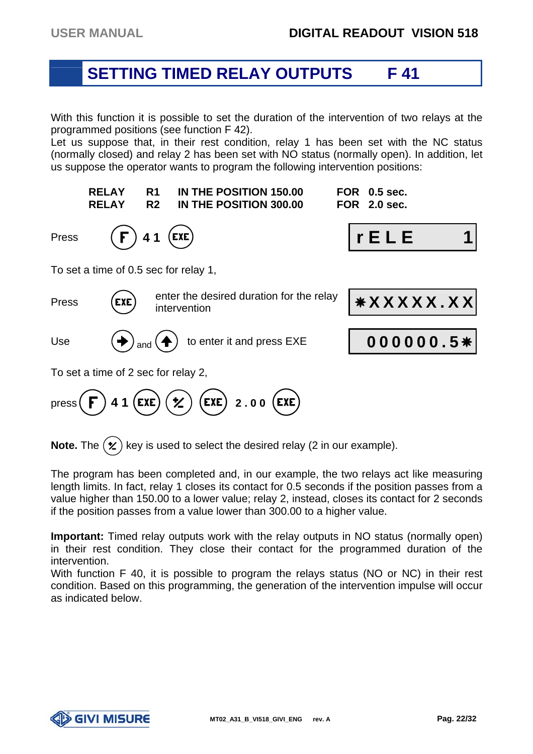# SETTING TIMED RELAY OUTPUTS F 41

With this function it is possible to set the duration of the intervention of two relays at the programmed positions (see function F 42).
Let us suppose that, in their rest condition, relay 1 has been set with the NC status (normally closed) and relay 2 has been set with NO status (normally open). In addition, let us suppose the operator wants to program the following intervention positions:

| | | | |
|---|---|---|---|
| **RELAY** | **R1** | **IN THE POSITION 150.00** | **FOR 0.5 sec.** |
| **RELAY** | **R2** | **IN THE POSITION 300.00** | **FOR 2.0 sec.** |

Press (F) 4 1 (EXE) — Display: `rELE 1`

To set a time of 0.5 sec for relay 1,

Press (EXE) enter the desired duration for the relay intervention — Display: `*XXXXX.XX`

Use (→) and (↑) to enter it and press EXE — Display: `000000.5*`

To set a time of 2 sec for relay 2,

press (F) 4 1 (EXE) (±) (EXE) 2.00 (EXE)

**Note.** The (±) key is used to select the desired relay (2 in our example).

The program has been completed and, in our example, the two relays act like measuring length limits. In fact, relay 1 closes its contact for 0.5 seconds if the position passes from a value higher than 150.00 to a lower value; relay 2, instead, closes its contact for 2 seconds if the position passes from a value lower than 300.00 to a higher value.

**Important:** Timed relay outputs work with the relay outputs in NO status (normally open) in their rest condition. They close their contact for the programmed duration of the intervention.
With function F 40, it is possible to program the relays status (NO or NC) in their rest condition. Based on this programming, the generation of the intervention impulse will occur as indicated below.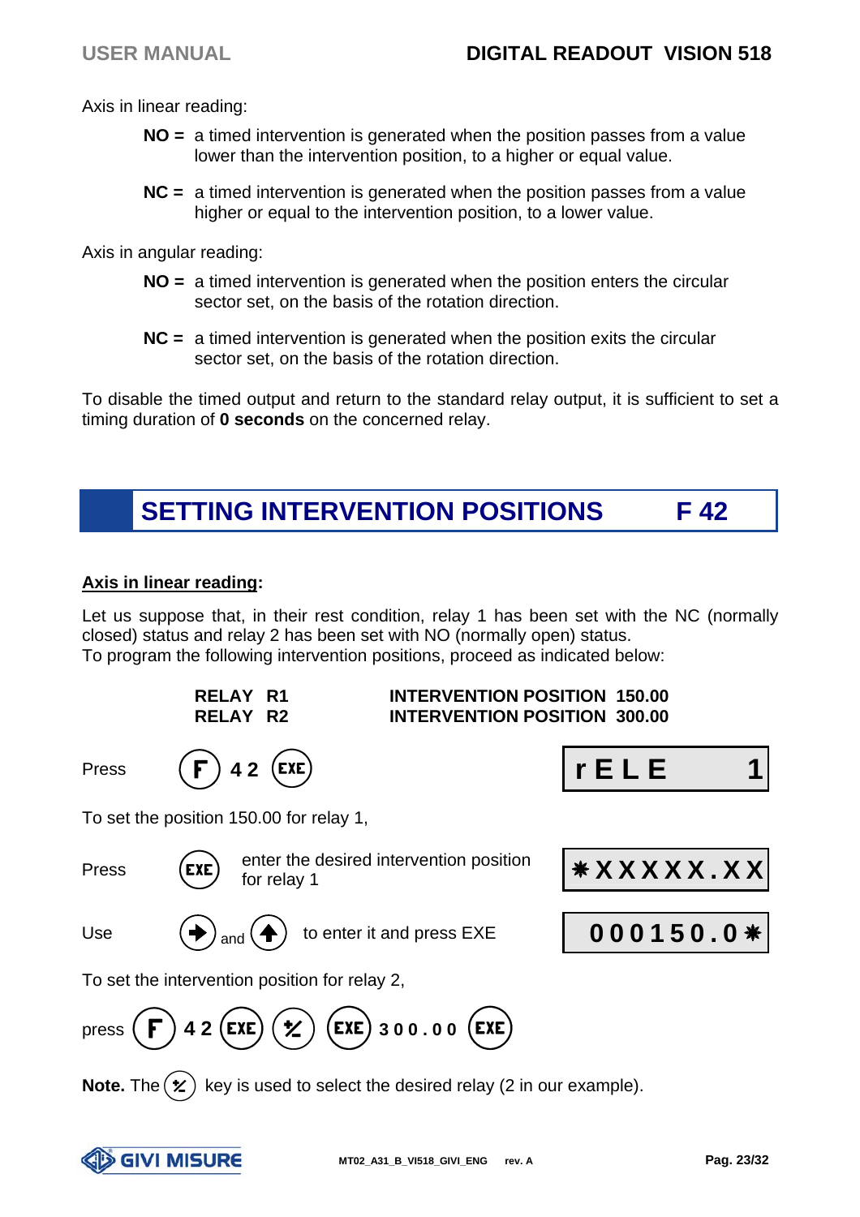Axis in linear reading:

**NO =** a timed intervention is generated when the position passes from a value lower than the intervention position, to a higher or equal value.

**NC =** a timed intervention is generated when the position passes from a value higher or equal to the intervention position, to a lower value.

Axis in angular reading:

**NO =** a timed intervention is generated when the position enters the circular sector set, on the basis of the rotation direction.

**NC =** a timed intervention is generated when the position exits the circular sector set, on the basis of the rotation direction.

To disable the timed output and return to the standard relay output, it is sufficient to set a timing duration of **0 seconds** on the concerned relay.

## SETTING INTERVENTION POSITIONS F 42

**Axis in linear reading:**

Let us suppose that, in their rest condition, relay 1 has been set with the NC (normally closed) status and relay 2 has been set with NO (normally open) status.
To program the following intervention positions, proceed as indicated below:

| | |
|---|---|
| **RELAY R1** | **INTERVENTION POSITION 150.00** |
| **RELAY R2** | **INTERVENTION POSITION 300.00** |

Press (F) 4 2 (EXE) — display: `rELE 1`

To set the position 150.00 for relay 1,

Press (EXE) enter the desired intervention position for relay 1 — display: `*XXXXX.XX`

Use (→) and (↑) to enter it and press EXE — display: `000150.0*`

To set the intervention position for relay 2,

press (F) 4 2 (EXE) (±) (EXE) 3 0 0 . 0 0 (EXE)

**Note.** The (±) key is used to select the desired relay (2 in our example).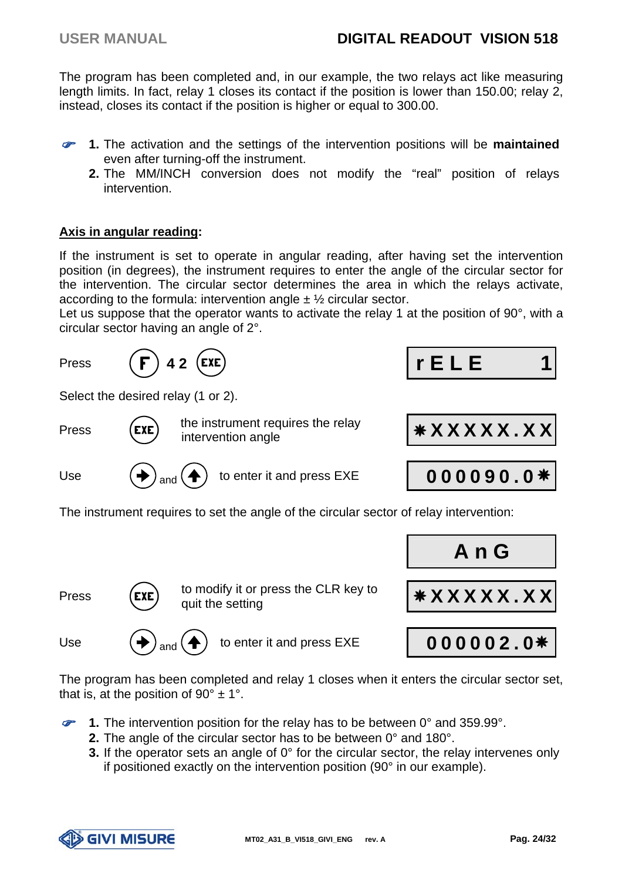The program has been completed and, in our example, the two relays act like measuring length limits. In fact, relay 1 closes its contact if the position is lower than 150.00; relay 2, instead, closes its contact if the position is higher or equal to 300.00.

1. The activation and the settings of the intervention positions will be **maintained** even after turning-off the instrument.
2. The MM/INCH conversion does not modify the "real" position of relays intervention.

**Axis in angular reading:**

If the instrument is set to operate in angular reading, after having set the intervention position (in degrees), the instrument requires to enter the angle of the circular sector for the intervention. The circular sector determines the area in which the relays activate, according to the formula: intervention angle ± ½ circular sector.
Let us suppose that the operator wants to activate the relay 1 at the position of 90°, with a circular sector having an angle of 2°.

Press (F) 4 2 (EXE) — Display: `rELE 1`

Select the desired relay (1 or 2).

Press (EXE) the instrument requires the relay intervention angle — Display: `*XXXXX.XX`

Use (→) and (↑) to enter it and press EXE — Display: `000090.0*`

The instrument requires to set the angle of the circular sector of relay intervention:

Display: `AnG`

Press (EXE) to modify it or press the CLR key to quit the setting — Display: `*XXXXX.XX`

Use (→) and (↑) to enter it and press EXE — Display: `000002.0*`

The program has been completed and relay 1 closes when it enters the circular sector set, that is, at the position of 90° ± 1°.

1. The intervention position for the relay has to be between 0° and 359.99°.
2. The angle of the circular sector has to be between 0° and 180°.
3. If the operator sets an angle of 0° for the circular sector, the relay intervenes only if positioned exactly on the intervention position (90° in our example).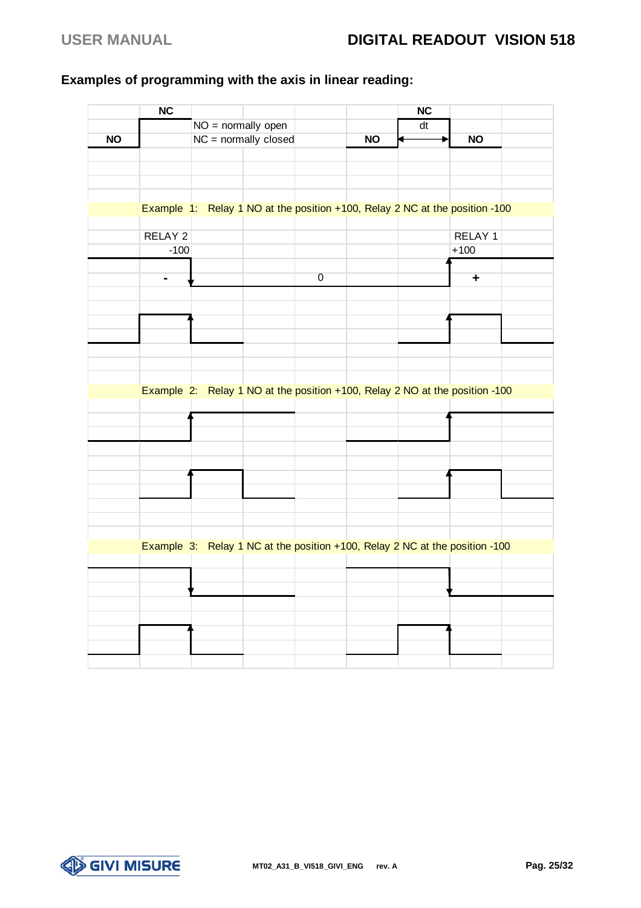## Examples of programming with the axis in linear reading:

NC

NO = normally open

NC = normally closed

NO

NC

dt

NO

NO

Example 1: Relay 1 NO at the position +100, Relay 2 NC at the position -100

RELAY 2

-100

RELAY 1

+100

-

0

+

Example 2: Relay 1 NO at the position +100, Relay 2 NO at the position -100

Example 3: Relay 1 NC at the position +100, Relay 2 NC at the position -100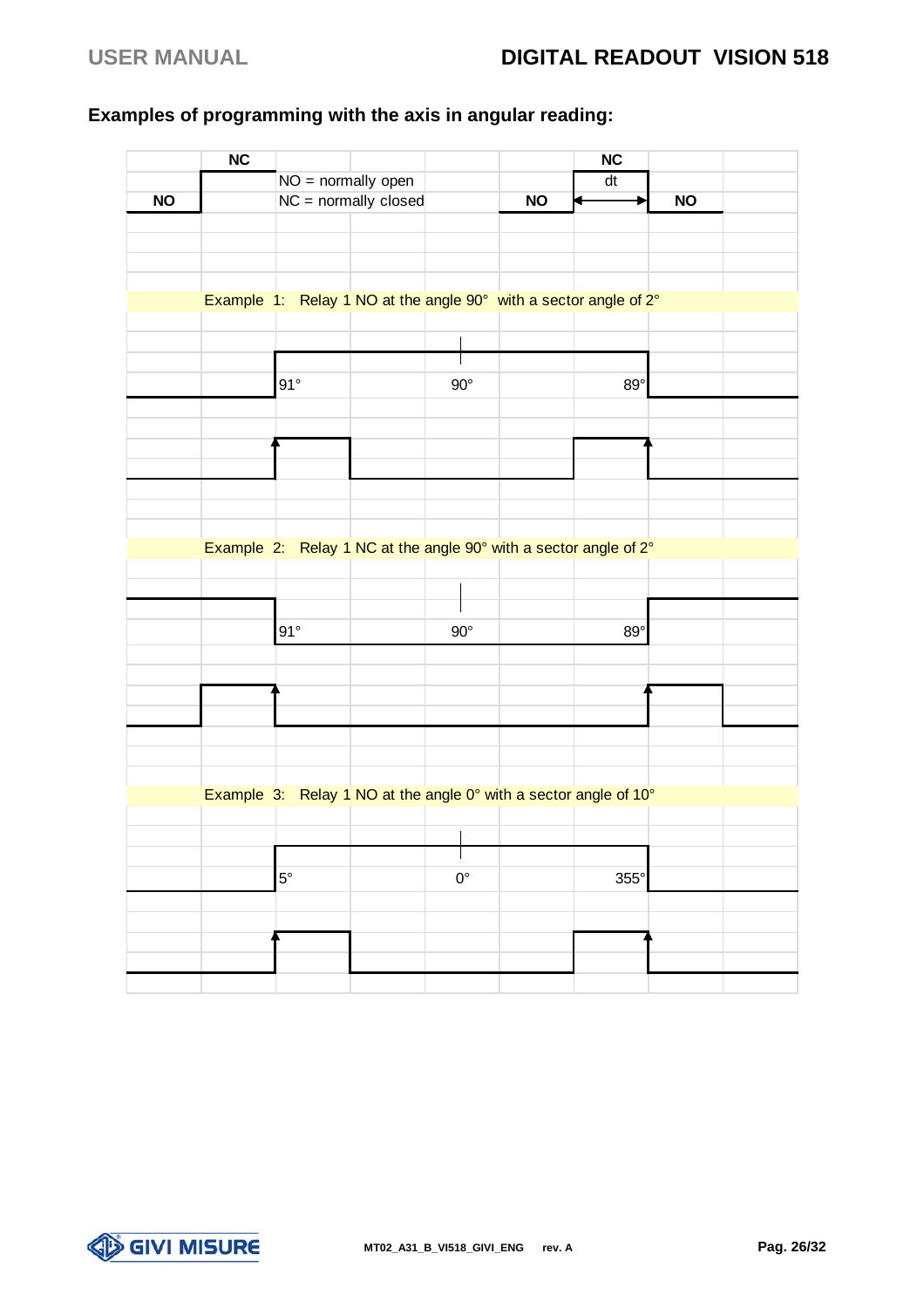## Examples of programming with the axis in angular reading:

NC | NC

NO = normally open | dt

NC = normally closed

NO | NO | NO

Example 1: Relay 1 NO at the angle 90° with a sector angle of 2°

91° | 90° | 89°

Example 2: Relay 1 NC at the angle 90° with a sector angle of 2°

91° | 90° | 89°

Example 3: Relay 1 NO at the angle 0° with a sector angle of 10°

5° | 0° | 355°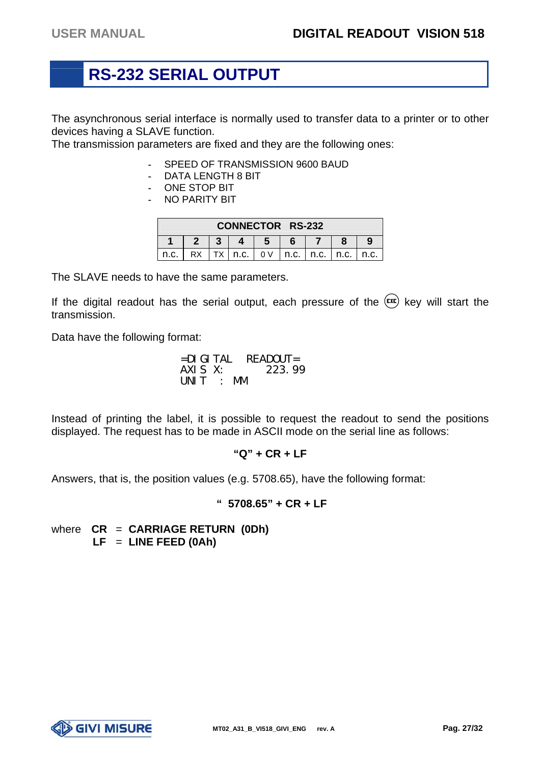# RS-232 SERIAL OUTPUT

The asynchronous serial interface is normally used to transfer data to a printer or to other devices having a SLAVE function.
The transmission parameters are fixed and they are the following ones:

- SPEED OF TRANSMISSION 9600 BAUD
- DATA LENGTH 8 BIT
- ONE STOP BIT
- NO PARITY BIT

| CONNECTOR RS-232 | | | | | | | | |
|---|---|---|---|---|---|---|---|---|
| **1** | **2** | **3** | **4** | **5** | **6** | **7** | **8** | **9** |
| n.c. | RX | TX | n.c. | 0 V | n.c. | n.c. | n.c. | n.c. |

The SLAVE needs to have the same parameters.

If the digital readout has the serial output, each pressure of the (EXE) key will start the transmission.

Data have the following format:

```
=DIGITAL  READOUT=
AXIS X:      223.99
UNIT  :  MM
```

Instead of printing the label, it is possible to request the readout to send the positions displayed. The request has to be made in ASCII mode on the serial line as follows:

**"Q" + CR + LF**

Answers, that is, the position values (e.g. 5708.65), have the following format:

**" 5708.65" + CR + LF**

where **CR** = **CARRIAGE RETURN (0Dh)**
**LF** = **LINE FEED (0Ah)**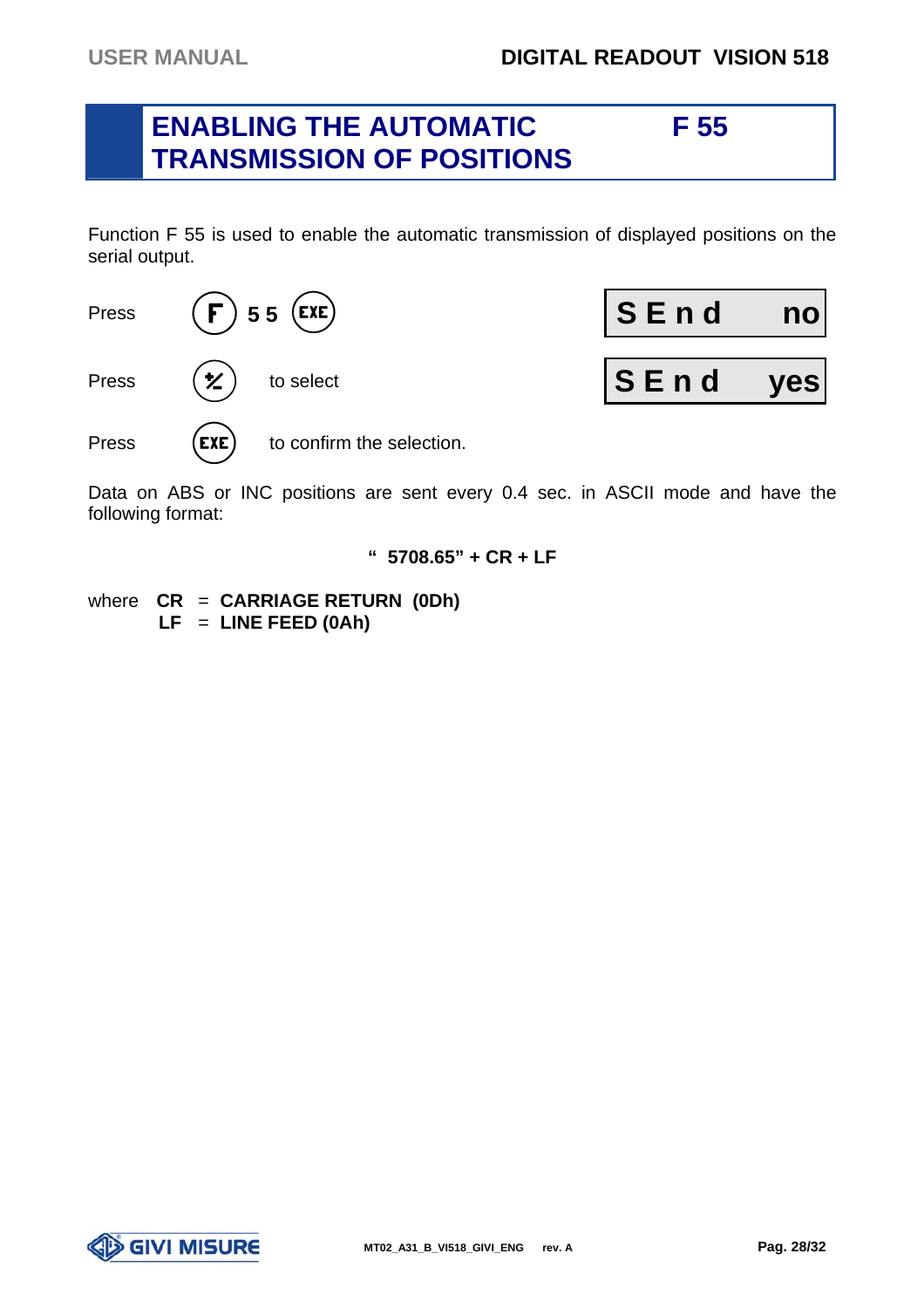# ENABLING THE AUTOMATIC TRANSMISSION OF POSITIONS F 55

Function F 55 is used to enable the automatic transmission of displayed positions on the serial output.

| | | |
|---|---|---|
| Press | F 5 5 EXE | SEnd no |
| Press | ± to select | SEnd yes |
| Press | EXE to confirm the selection. | |

Data on ABS or INC positions are sent every 0.4 sec. in ASCII mode and have the following format:

**" 5708.65" + CR + LF**

where **CR** = **CARRIAGE RETURN (0Dh)**
**LF** = **LINE FEED (0Ah)**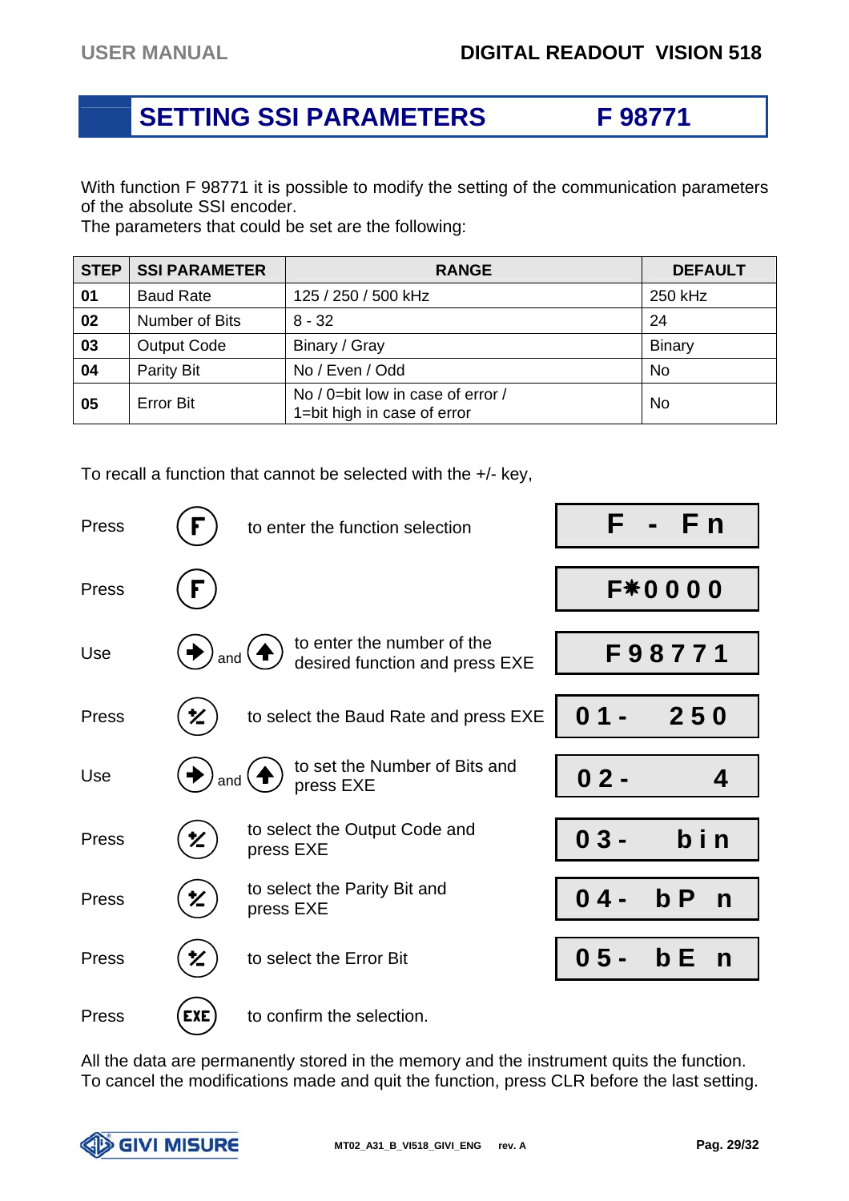# SETTING SSI PARAMETERS F 98771

With function F 98771 it is possible to modify the setting of the communication parameters of the absolute SSI encoder.
The parameters that could be set are the following:

| STEP | SSI PARAMETER | RANGE | DEFAULT |
|---|---|---|---|
| 01 | Baud Rate | 125 / 250 / 500 kHz | 250 kHz |
| 02 | Number of Bits | 8 - 32 | 24 |
| 03 | Output Code | Binary / Gray | Binary |
| 04 | Parity Bit | No / Even / Odd | No |
| 05 | Error Bit | No / 0=bit low in case of error / 1=bit high in case of error | No |

To recall a function that cannot be selected with the +/- key,

| | Key | Action | Display |
|---|---|---|---|
| Press | F | to enter the function selection | F - Fn |
| Press | F | | F*0000 |
| Use | → and ↑ | to enter the number of the desired function and press EXE | F98771 |
| Press | +/- | to select the Baud Rate and press EXE | 01- 250 |
| Use | → and ↑ | to set the Number of Bits and press EXE | 02- 4 |
| Press | +/- | to select the Output Code and press EXE | 03- bin |
| Press | +/- | to select the Parity Bit and press EXE | 04- bP n |
| Press | +/- | to select the Error Bit | 05- bE n |
| Press | EXE | to confirm the selection. | |

All the data are permanently stored in the memory and the instrument quits the function.
To cancel the modifications made and quit the function, press CLR before the last setting.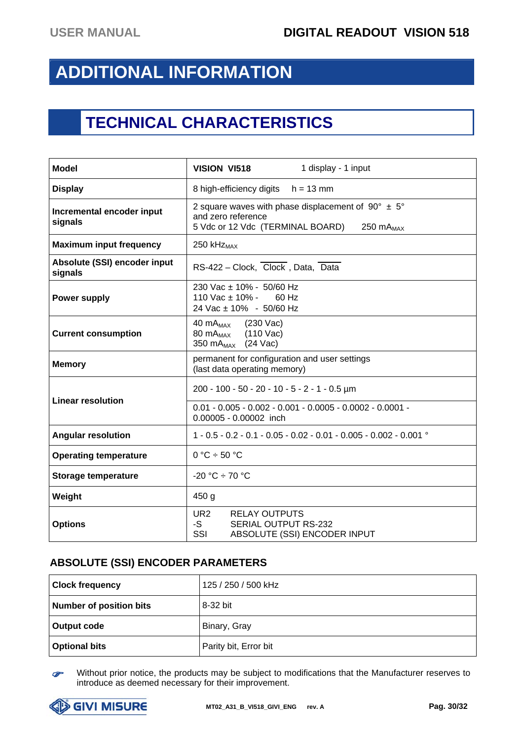# ADDITIONAL INFORMATION

## TECHNICAL CHARACTERISTICS

| Model | **VISION VI518** 1 display - 1 input |
|---|---|
| **Display** | 8 high-efficiency digits h = 13 mm |
| **Incremental encoder input signals** | 2 square waves with phase displacement of 90° ± 5° and zero reference<br>5 Vdc or 12 Vdc (TERMINAL BOARD) 250 $mA_{MAX}$ |
| **Maximum input frequency** | 250 $kHz_{MAX}$ |
| **Absolute (SSI) encoder input signals** | RS-422 – Clock, $\overline{\text{Clock}}$ , Data, $\overline{\text{Data}}$ |
| **Power supply** | 230 Vac ± 10% - 50/60 Hz<br>110 Vac ± 10% - 60 Hz<br>24 Vac ± 10% - 50/60 Hz |
| **Current consumption** | 40 $mA_{MAX}$ (230 Vac)<br>80 $mA_{MAX}$ (110 Vac)<br>350 $mA_{MAX}$ (24 Vac) |
| **Memory** | permanent for configuration and user settings<br>(last data operating memory) |
| **Linear resolution** | 200 - 100 - 50 - 20 - 10 - 5 - 2 - 1 - 0.5 µm |
| | 0.01 - 0.005 - 0.002 - 0.001 - 0.0005 - 0.0002 - 0.0001 - 0.00005 - 0.00002 inch |
| **Angular resolution** | 1 - 0.5 - 0.2 - 0.1 - 0.05 - 0.02 - 0.01 - 0.005 - 0.002 - 0.001 ° |
| **Operating temperature** | 0 °C ÷ 50 °C |
| **Storage temperature** | -20 °C ÷ 70 °C |
| **Weight** | 450 g |
| **Options** | UR2 RELAY OUTPUTS<br>-S SERIAL OUTPUT RS-232<br>SSI ABSOLUTE (SSI) ENCODER INPUT |

### ABSOLUTE (SSI) ENCODER PARAMETERS

| Clock frequency | 125 / 250 / 500 kHz |
|---|---|
| **Number of position bits** | 8-32 bit |
| **Output code** | Binary, Gray |
| **Optional bits** | Parity bit, Error bit |

☞ Without prior notice, the products may be subject to modifications that the Manufacturer reserves to introduce as deemed necessary for their improvement.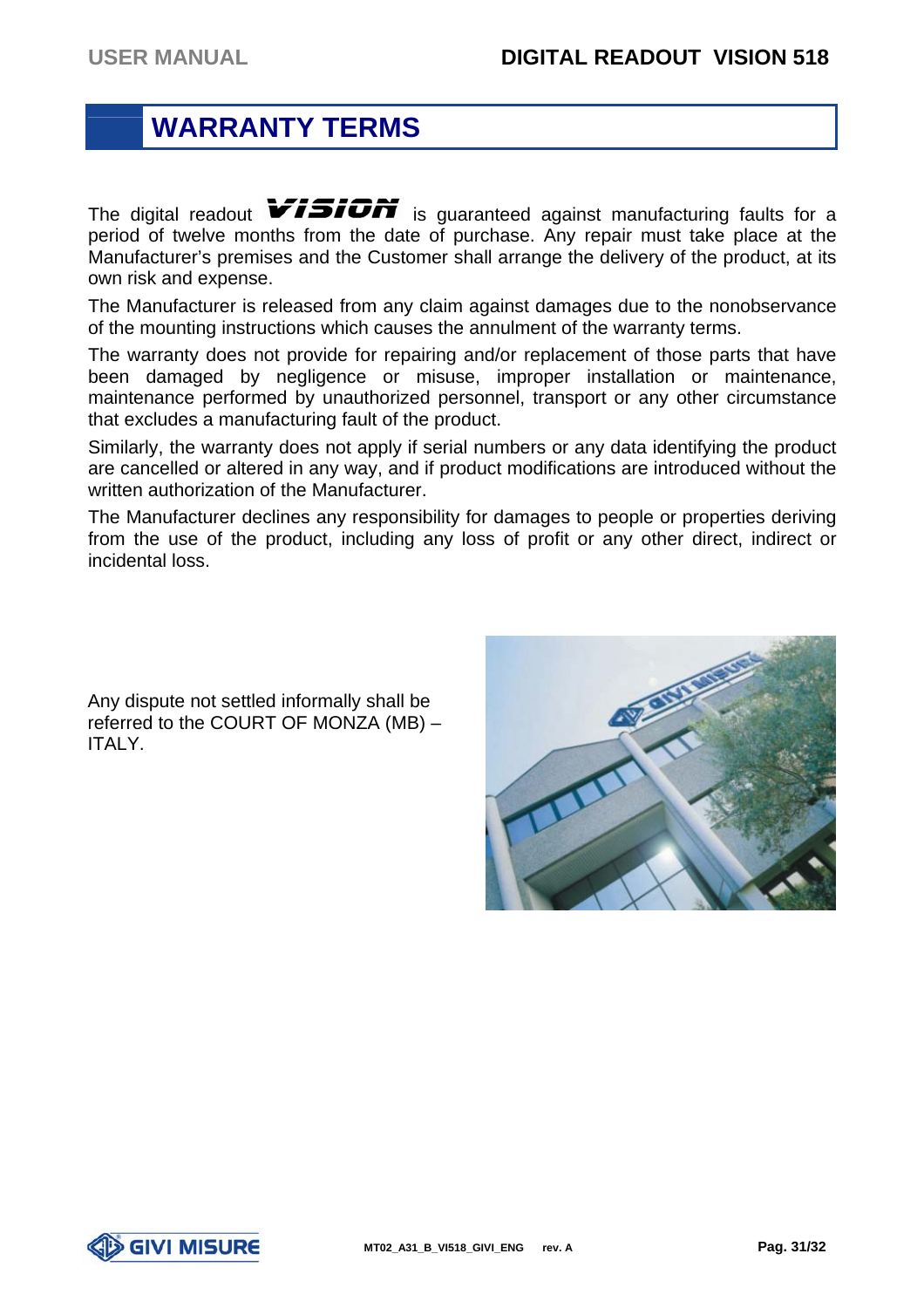# WARRANTY TERMS

The digital readout VISION is guaranteed against manufacturing faults for a period of twelve months from the date of purchase. Any repair must take place at the Manufacturer's premises and the Customer shall arrange the delivery of the product, at its own risk and expense.

The Manufacturer is released from any claim against damages due to the nonobservance of the mounting instructions which causes the annulment of the warranty terms.

The warranty does not provide for repairing and/or replacement of those parts that have been damaged by negligence or misuse, improper installation or maintenance, maintenance performed by unauthorized personnel, transport or any other circumstance that excludes a manufacturing fault of the product.

Similarly, the warranty does not apply if serial numbers or any data identifying the product are cancelled or altered in any way, and if product modifications are introduced without the written authorization of the Manufacturer.

The Manufacturer declines any responsibility for damages to people or properties deriving from the use of the product, including any loss of profit or any other direct, indirect or incidental loss.

Any dispute not settled informally shall be referred to the COURT OF MONZA (MB) – ITALY.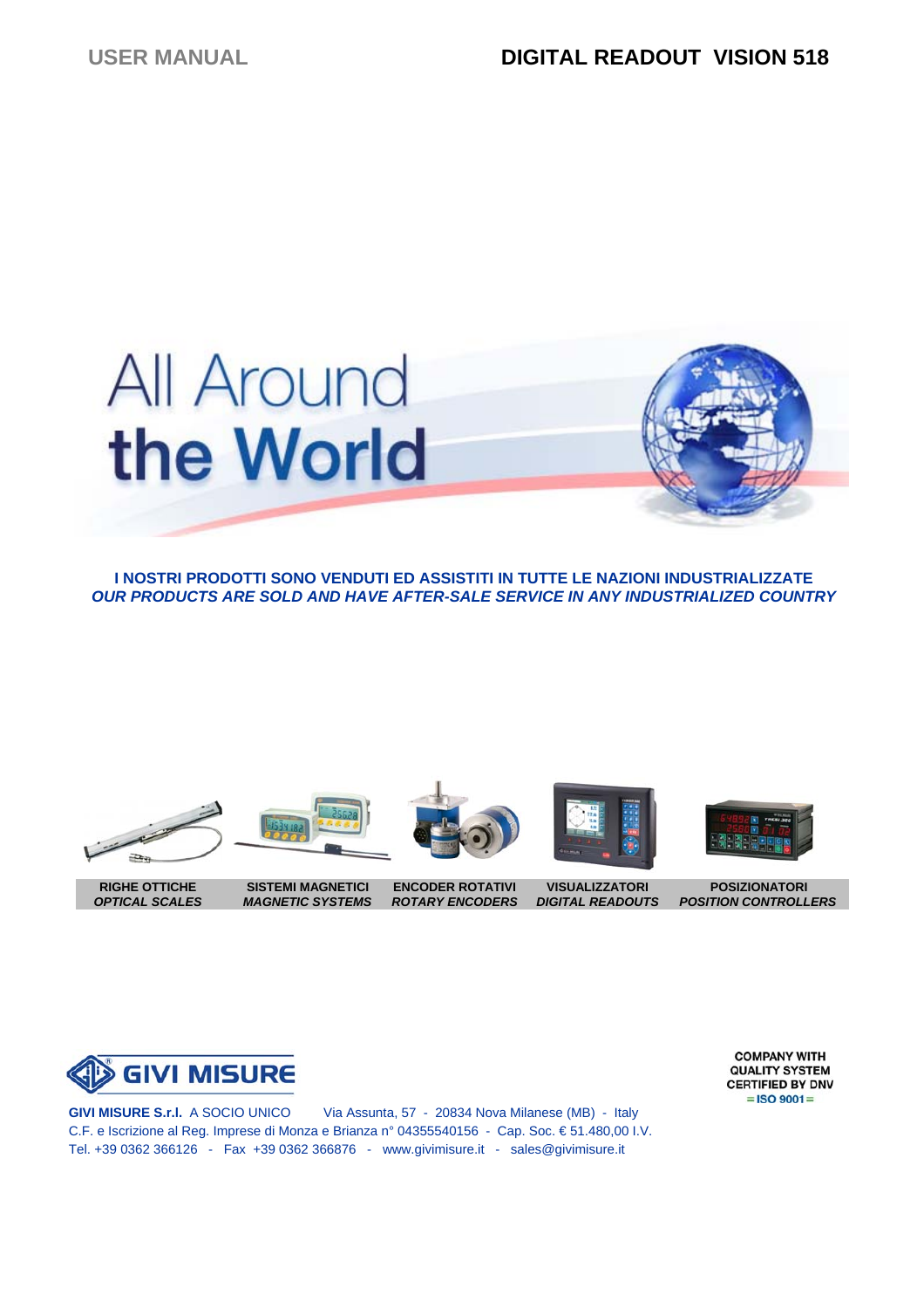USER MANUAL

DIGITAL READOUT VISION 518

All Around the World

**I NOSTRI PRODOTTI SONO VENDUTI ED ASSISTITI IN TUTTE LE NAZIONI INDUSTRIALIZZATE**
***OUR PRODUCTS ARE SOLD AND HAVE AFTER-SALE SERVICE IN ANY INDUSTRIALIZED COUNTRY***

| RIGHE OTTICHE | SISTEMI MAGNETICI | ENCODER ROTATIVI | VISUALIZZATORI | POSIZIONATORI |
|---|---|---|---|---|
| *OPTICAL SCALES* | *MAGNETIC SYSTEMS* | *ROTARY ENCODERS* | *DIGITAL READOUTS* | *POSITION CONTROLLERS* |

GIVI MISURE

COMPANY WITH QUALITY SYSTEM CERTIFIED BY DNV = ISO 9001 =

**GIVI MISURE S.r.l.** A SOCIO UNICO Via Assunta, 57 - 20834 Nova Milanese (MB) - Italy
C.F. e Iscrizione al Reg. Imprese di Monza e Brianza n° 04355540156 - Cap. Soc. € 51.480,00 I.V.
Tel. +39 0362 366126 - Fax +39 0362 366876 - www.givimisure.it - sales@givimisure.it